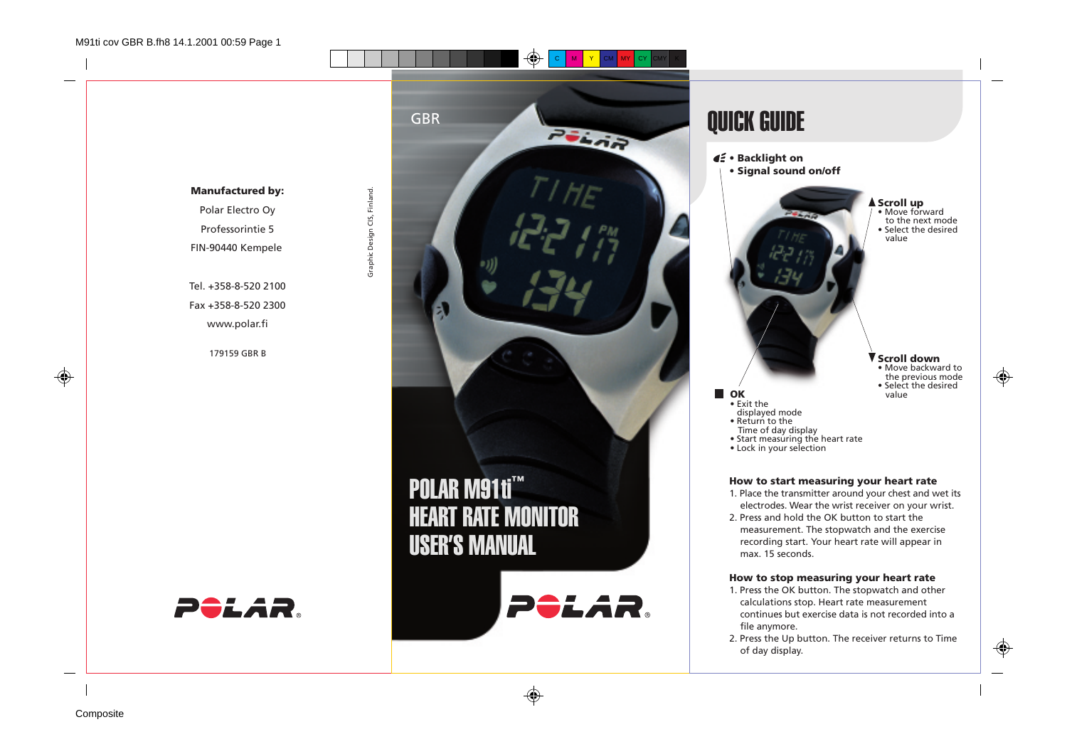**Manufactured by:**

Polar Electro Oy

Professorintie 5

FIN-90440 Kempele

Tel. +358-8-520 2100

Fax +358-8-520 2300

www.polar.fi

179159 GBR B

POLAR

Graphic Design CIS, Finland.

GBR

# POLAR M91ti™ HEART RATE MONITOR USER'S MANUAL

POLAR

# QUICK GUIDE

- Backlight on
- Signal sound on/off

**▲ Scroll up**
- Move forward to the next mode
- Select the desired value

**▼ Scroll down**
- Move backward to the previous mode
- Select the desired value

**■ OK**
- Exit the displayed mode
- Return to the Time of day display
- Start measuring the heart rate
- Lock in your selection

**How to start measuring your heart rate**

1. Place the transmitter around your chest and wet its electrodes. Wear the wrist receiver on your wrist.
2. Press and hold the OK button to start the measurement. The stopwatch and the exercise recording start. Your heart rate will appear in max. 15 seconds.

**How to stop measuring your heart rate**

1. Press the OK button. The stopwatch and other calculations stop. Heart rate measurement continues but exercise data is not recorded into a file anymore.
2. Press the Up button. The receiver returns to Time of day display.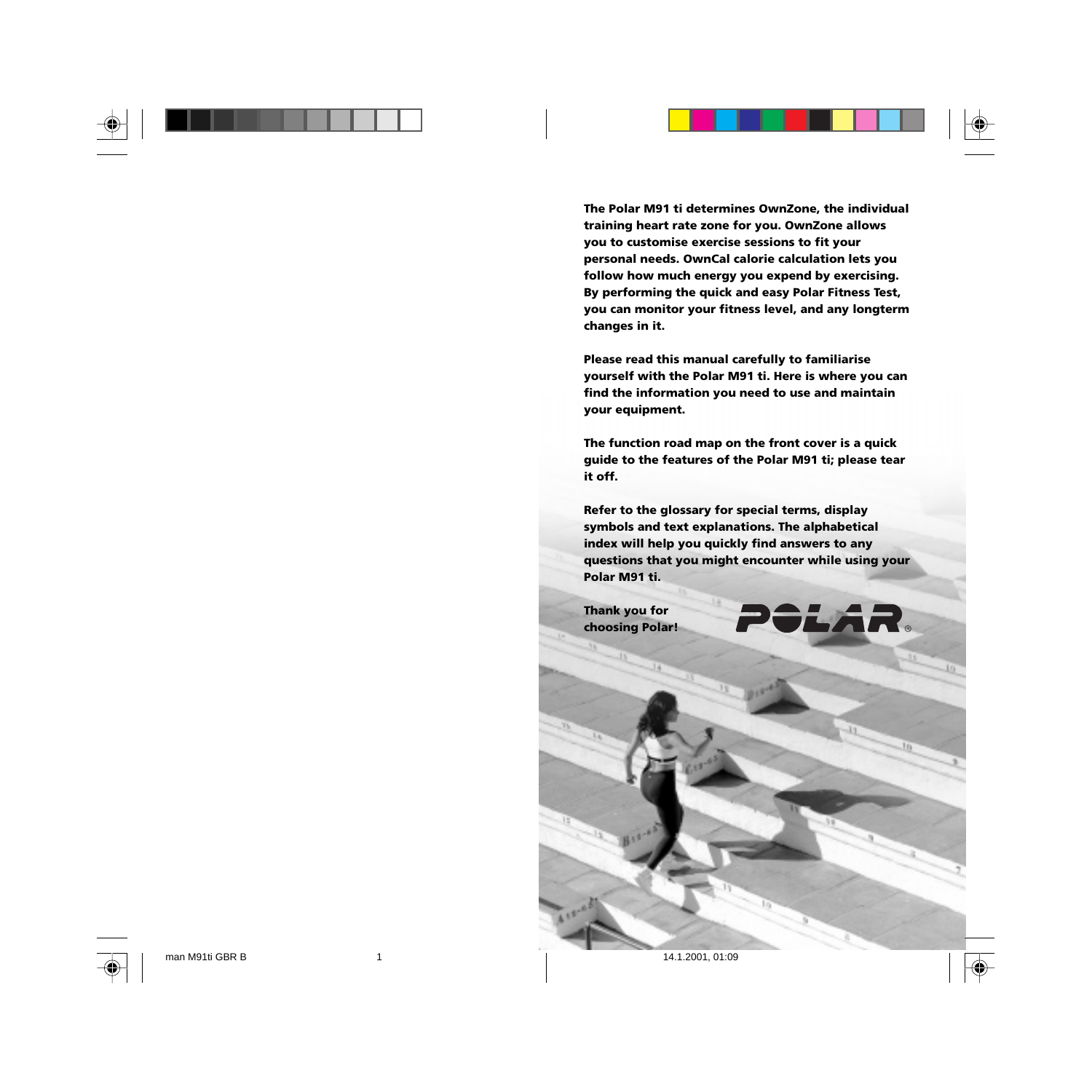**The Polar M91 ti determines OwnZone, the individual training heart rate zone for you. OwnZone allows you to customise exercise sessions to fit your personal needs. OwnCal calorie calculation lets you follow how much energy you expend by exercising. By performing the quick and easy Polar Fitness Test, you can monitor your fitness level, and any longterm changes in it.**

**Please read this manual carefully to familiarise yourself with the Polar M91 ti. Here is where you can find the information you need to use and maintain your equipment.**

**The function road map on the front cover is a quick guide to the features of the Polar M91 ti; please tear it off.**

**Refer to the glossary for special terms, display symbols and text explanations. The alphabetical index will help you quickly find answers to any questions that you might encounter while using your Polar M91 ti.**

**Thank you for choosing Polar!**

POLAR®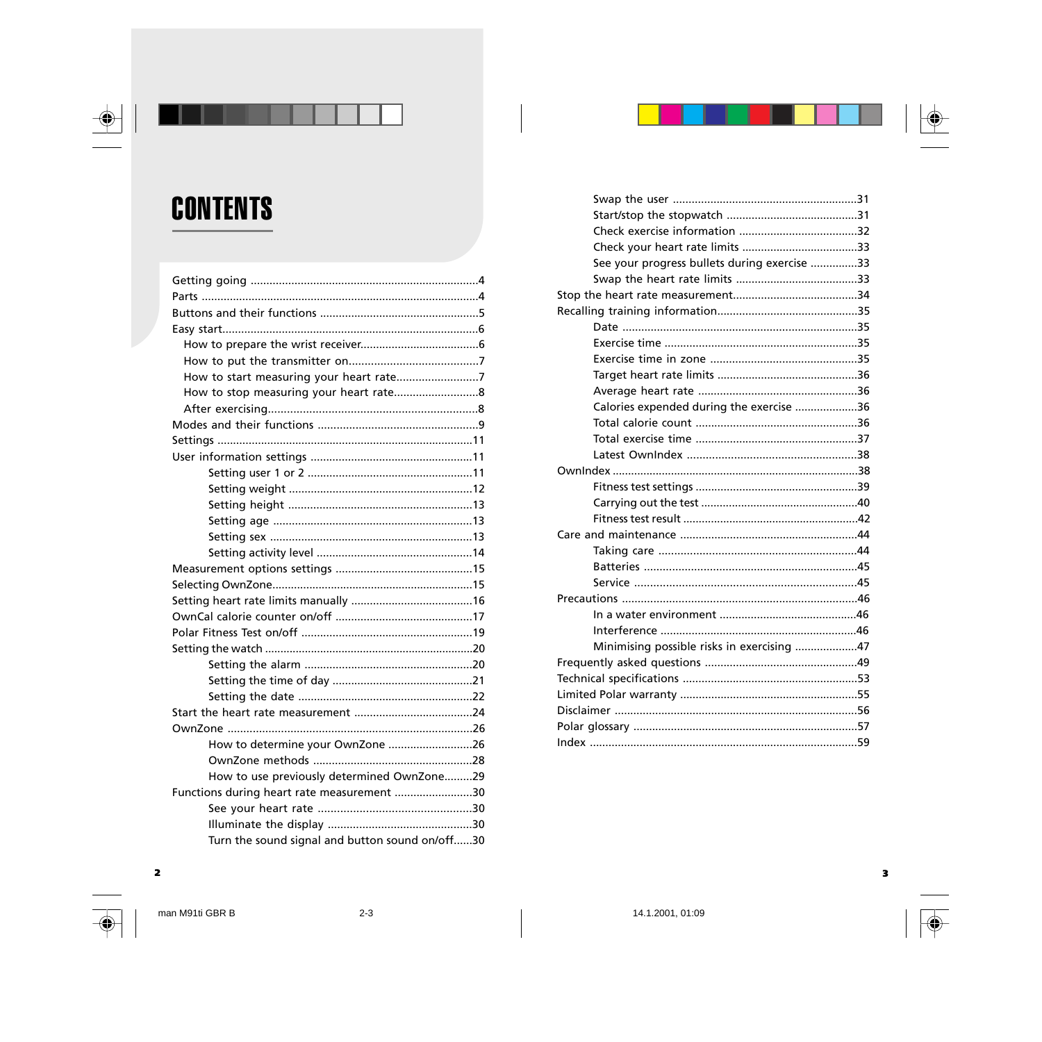# CONTENTS

- Getting going ........................................................................4
- Parts ........................................................................4
- Buttons and their functions ..................................................5
- Easy start........................................................................6
  - How to prepare the wrist receiver.....................................6
  - How to put the transmitter on.........................................7
  - How to start measuring your heart rate..........................7
  - How to stop measuring your heart rate..........................8
  - After exercising..................................................................8
- Modes and their functions ..................................................9
- Settings ........................................................................11
- User information settings ...................................................11
  - Setting user 1 or 2 ....................................................11
  - Setting weight ..........................................................12
  - Setting height ..........................................................13
  - Setting age ..............................................................13
  - Setting sex ................................................................13
  - Setting activity level .................................................14
- Measurement options settings ...........................................15
- Selecting OwnZone................................................................15
- Setting heart rate limits manually .......................................16
- OwnCal calorie counter on/off ............................................17
- Polar Fitness Test on/off ......................................................19
- Setting the watch ..................................................................20
  - Setting the alarm .....................................................20
  - Setting the time of day ............................................21
  - Setting the date .......................................................22
- Start the heart rate measurement ......................................24
- OwnZone ........................................................................26
  - How to determine your OwnZone ...........................26
  - OwnZone methods ..................................................28
  - How to use previously determined OwnZone.........29
- Functions during heart rate measurement .........................30
  - See your heart rate ................................................30
  - Illuminate the display .............................................30
  - Turn the sound signal and button sound on/off......30
  - Swap the user ..........................................................31
  - Start/stop the stopwatch .........................................31
  - Check exercise information .....................................32
  - Check your heart rate limits ....................................33
  - See your progress bullets during exercise ...............33
  - Swap the heart rate limits .......................................33
- Stop the heart rate measurement........................................34
- Recalling training information.............................................35
  - Date ........................................................................35
  - Exercise time ............................................................35
  - Exercise time in zone ..............................................35
  - Target heart rate limits ............................................36
  - Average heart rate ..................................................36
  - Calories expended during the exercise ....................36
  - Total calorie count ...................................................36
  - Total exercise time ...................................................37
  - Latest OwnIndex ......................................................38
- OwnIndex ........................................................................38
  - Fitness test settings ...................................................39
  - Carrying out the test ..................................................40
  - Fitness test result ........................................................42
- Care and maintenance ........................................................44
  - Taking care ...............................................................44
  - Batteries ...................................................................45
  - Service .....................................................................45
- Precautions ........................................................................46
  - In a water environment ...........................................46
  - Interference ..............................................................46
  - Minimising possible risks in exercising ....................47
- Frequently asked questions ................................................49
- Technical specifications .......................................................53
- Limited Polar warranty ........................................................55
- Disclaimer ........................................................................56
- Polar glossary .......................................................................57
- Index ........................................................................59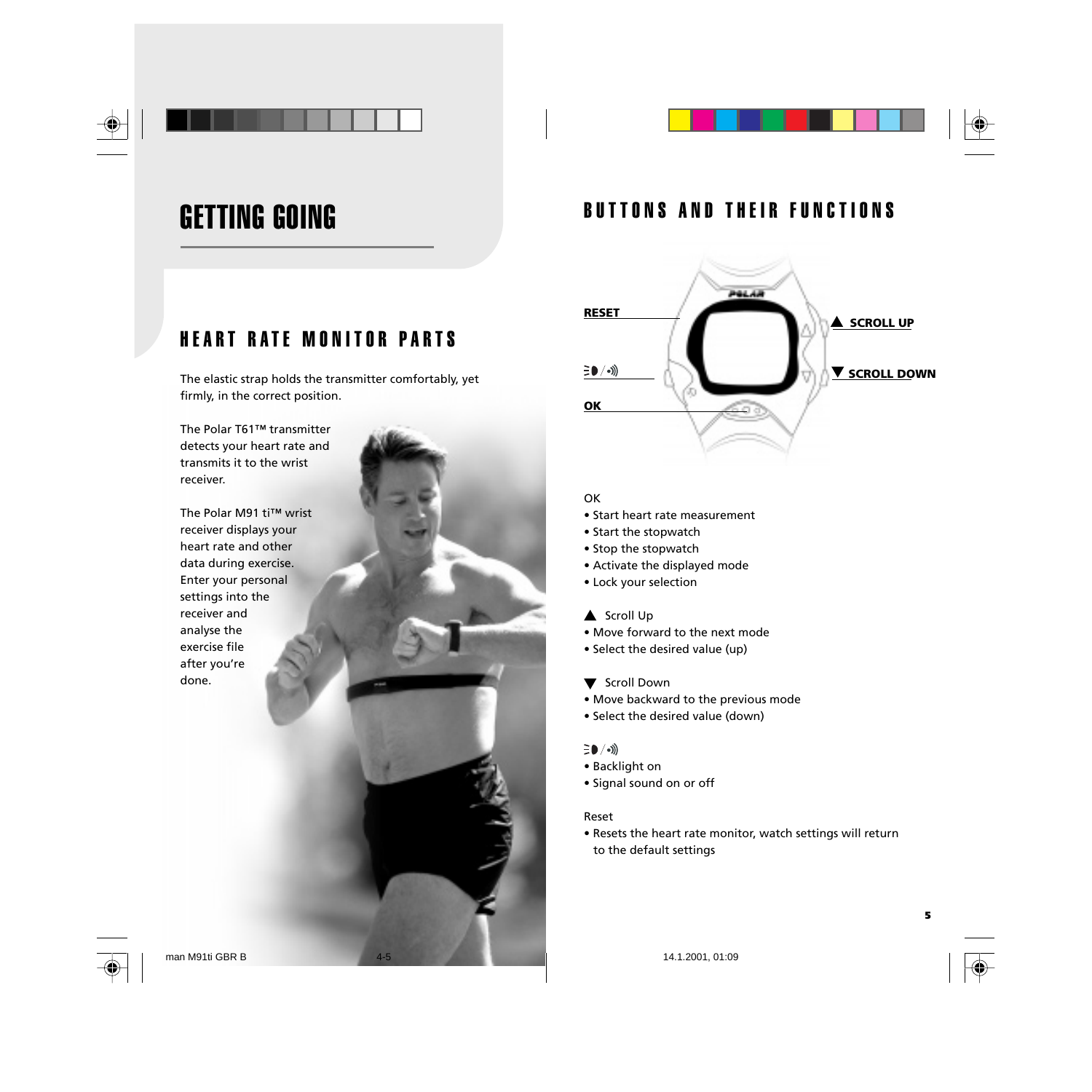# GETTING GOING

## HEART RATE MONITOR PARTS

The elastic strap holds the transmitter comfortably, yet firmly, in the correct position.

The Polar T61™ transmitter detects your heart rate and transmits it to the wrist receiver.

The Polar M91 ti™ wrist receiver displays your heart rate and other data during exercise. Enter your personal settings into the receiver and analyse the exercise file after you're done.

## BUTTONS AND THEIR FUNCTIONS

**RESET**

**▲ SCROLL UP**

**☰◗ / •)))**

**▼ SCROLL DOWN**

**OK**

OK

- Start heart rate measurement
- Start the stopwatch
- Stop the stopwatch
- Activate the displayed mode
- Lock your selection

▲ Scroll Up

- Move forward to the next mode
- Select the desired value (up)

▼ Scroll Down

- Move backward to the previous mode
- Select the desired value (down)

☰◗ / •)))

- Backlight on
- Signal sound on or off

Reset

- Resets the heart rate monitor, watch settings will return to the default settings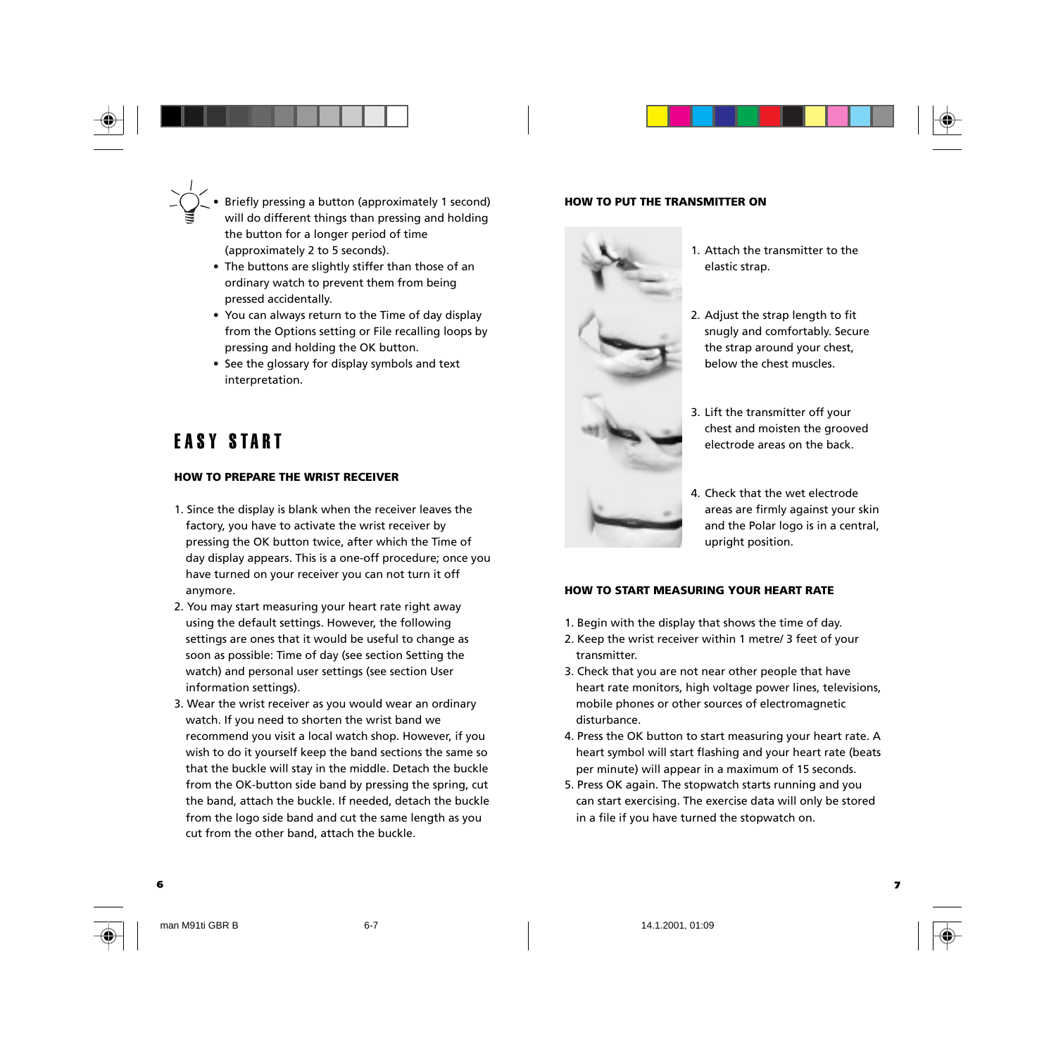- Briefly pressing a button (approximately 1 second) will do different things than pressing and holding the button for a longer period of time (approximately 2 to 5 seconds).
- The buttons are slightly stiffer than those of an ordinary watch to prevent them from being pressed accidentally.
- You can always return to the Time of day display from the Options setting or File recalling loops by pressing and holding the OK button.
- See the glossary for display symbols and text interpretation.

# EASY START

### HOW TO PREPARE THE WRIST RECEIVER

1. Since the display is blank when the receiver leaves the factory, you have to activate the wrist receiver by pressing the OK button twice, after which the Time of day display appears. This is a one-off procedure; once you have turned on your receiver you can not turn it off anymore.
2. You may start measuring your heart rate right away using the default settings. However, the following settings are ones that it would be useful to change as soon as possible: Time of day (see section Setting the watch) and personal user settings (see section User information settings).
3. Wear the wrist receiver as you would wear an ordinary watch. If you need to shorten the wrist band we recommend you visit a local watch shop. However, if you wish to do it yourself keep the band sections the same so that the buckle will stay in the middle. Detach the buckle from the OK-button side band by pressing the spring, cut the band, attach the buckle. If needed, detach the buckle from the logo side band and cut the same length as you cut from the other band, attach the buckle.

### HOW TO PUT THE TRANSMITTER ON

1. Attach the transmitter to the elastic strap.
2. Adjust the strap length to fit snugly and comfortably. Secure the strap around your chest, below the chest muscles.
3. Lift the transmitter off your chest and moisten the grooved electrode areas on the back.
4. Check that the wet electrode areas are firmly against your skin and the Polar logo is in a central, upright position.

### HOW TO START MEASURING YOUR HEART RATE

1. Begin with the display that shows the time of day.
2. Keep the wrist receiver within 1 metre/ 3 feet of your transmitter.
3. Check that you are not near other people that have heart rate monitors, high voltage power lines, televisions, mobile phones or other sources of electromagnetic disturbance.
4. Press the OK button to start measuring your heart rate. A heart symbol will start flashing and your heart rate (beats per minute) will appear in a maximum of 15 seconds.
5. Press OK again. The stopwatch starts running and you can start exercising. The exercise data will only be stored in a file if you have turned the stopwatch on.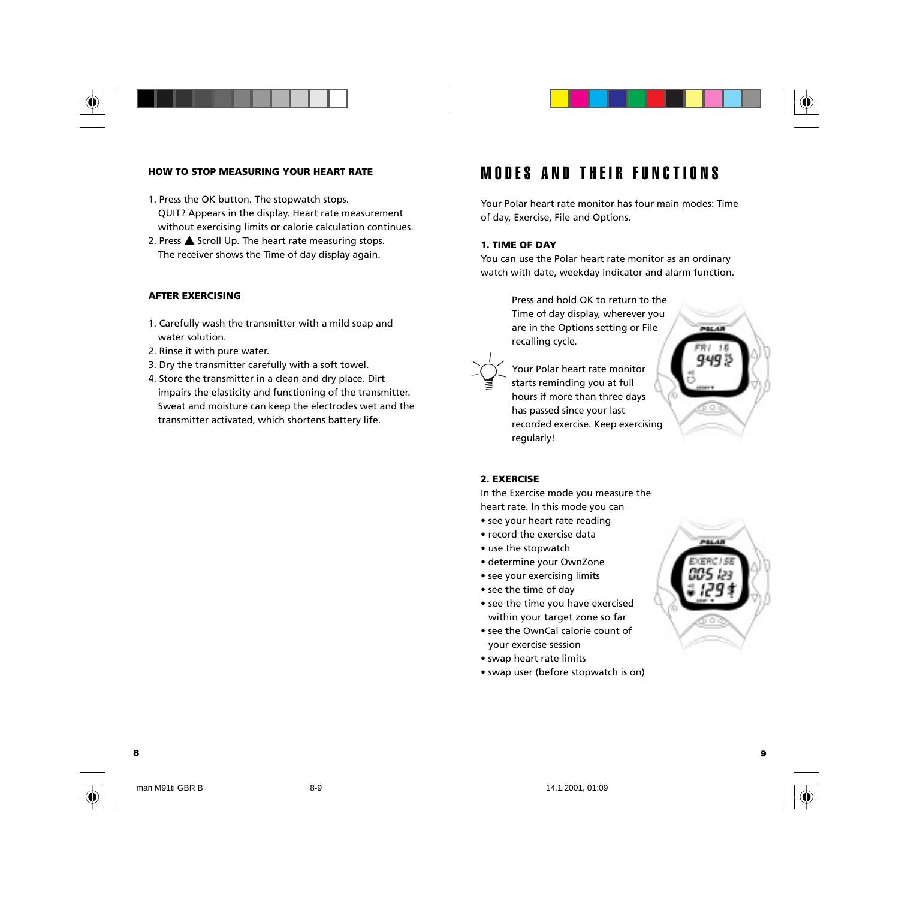### HOW TO STOP MEASURING YOUR HEART RATE

1. Press the OK button. The stopwatch stops. QUIT? Appears in the display. Heart rate measurement without exercising limits or calorie calculation continues.
2. Press ▲ Scroll Up. The heart rate measuring stops. The receiver shows the Time of day display again.

### AFTER EXERCISING

1. Carefully wash the transmitter with a mild soap and water solution.
2. Rinse it with pure water.
3. Dry the transmitter carefully with a soft towel.
4. Store the transmitter in a clean and dry place. Dirt impairs the elasticity and functioning of the transmitter. Sweat and moisture can keep the electrodes wet and the transmitter activated, which shortens battery life.

# MODES AND THEIR FUNCTIONS

Your Polar heart rate monitor has four main modes: Time of day, Exercise, File and Options.

### 1. TIME OF DAY

You can use the Polar heart rate monitor as an ordinary watch with date, weekday indicator and alarm function.

Press and hold OK to return to the Time of day display, wherever you are in the Options setting or File recalling cycle.

Your Polar heart rate monitor starts reminding you at full hours if more than three days has passed since your last recorded exercise. Keep exercising regularly!

### 2. EXERCISE

In the Exercise mode you measure the heart rate. In this mode you can

- see your heart rate reading
- record the exercise data
- use the stopwatch
- determine your OwnZone
- see your exercising limits
- see the time of day
- see the time you have exercised within your target zone so far
- see the OwnCal calorie count of your exercise session
- swap heart rate limits
- swap user (before stopwatch is on)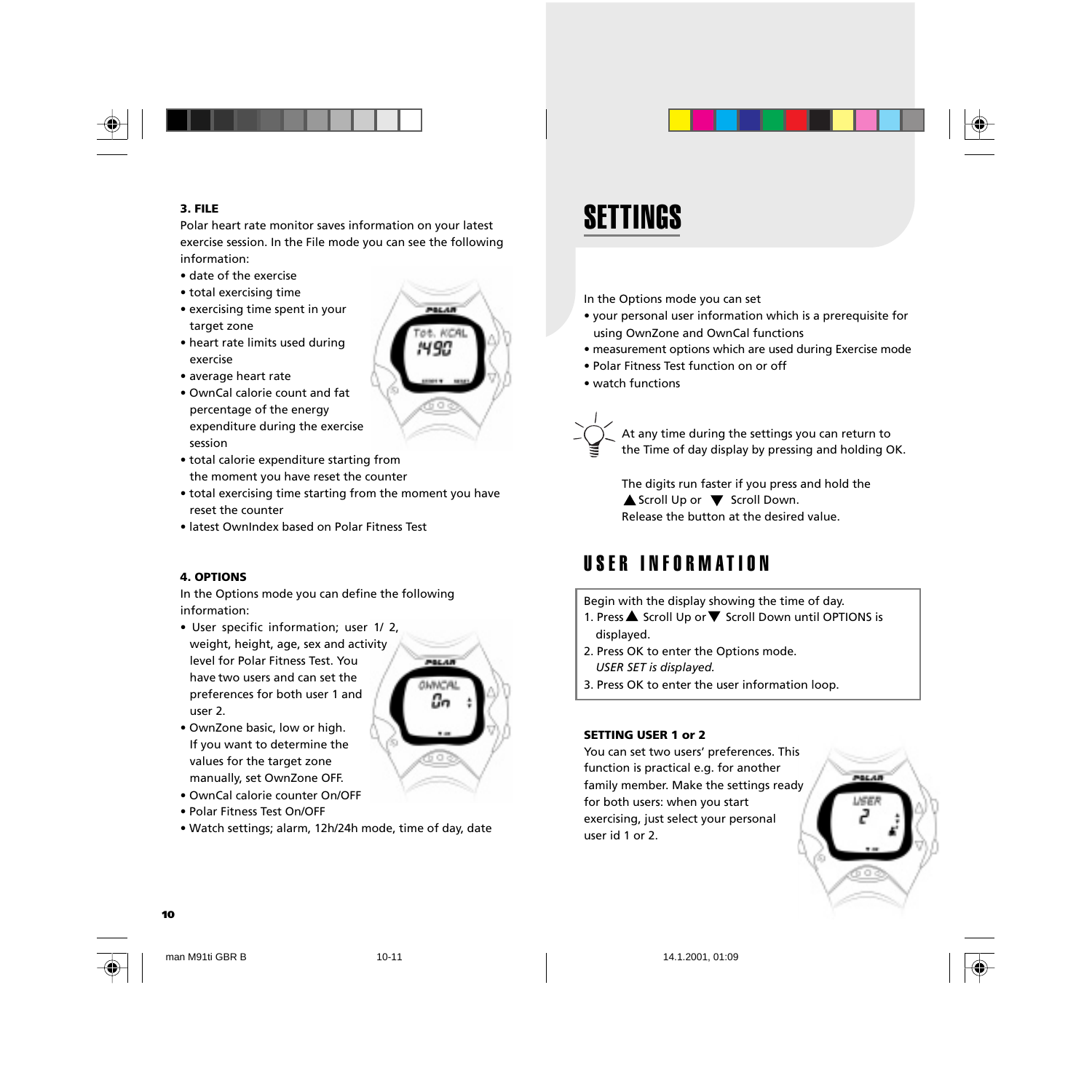**3. FILE**

Polar heart rate monitor saves information on your latest exercise session. In the File mode you can see the following information:

- date of the exercise
- total exercising time
- exercising time spent in your target zone
- heart rate limits used during exercise
- average heart rate
- OwnCal calorie count and fat percentage of the energy expenditure during the exercise session
- total calorie expenditure starting from the moment you have reset the counter
- total exercising time starting from the moment you have reset the counter
- latest OwnIndex based on Polar Fitness Test

**4. OPTIONS**

In the Options mode you can define the following information:

- User specific information; user 1/ 2, weight, height, age, sex and activity level for Polar Fitness Test. You have two users and can set the preferences for both user 1 and user 2.
- OwnZone basic, low or high. If you want to determine the values for the target zone manually, set OwnZone OFF.
- OwnCal calorie counter On/OFF
- Polar Fitness Test On/OFF
- Watch settings; alarm, 12h/24h mode, time of day, date

# SETTINGS

In the Options mode you can set

- your personal user information which is a prerequisite for using OwnZone and OwnCal functions
- measurement options which are used during Exercise mode
- Polar Fitness Test function on or off
- watch functions

At any time during the settings you can return to the Time of day display by pressing and holding OK.

The digits run faster if you press and hold the ▲ Scroll Up or ▼ Scroll Down. Release the button at the desired value.

## USER INFORMATION

Begin with the display showing the time of day.

1. Press ▲ Scroll Up or ▼ Scroll Down until OPTIONS is displayed.
2. Press OK to enter the Options mode. *USER SET is displayed.*
3. Press OK to enter the user information loop.

**SETTING USER 1 or 2**

You can set two users' preferences. This function is practical e.g. for another family member. Make the settings ready for both users: when you start exercising, just select your personal user id 1 or 2.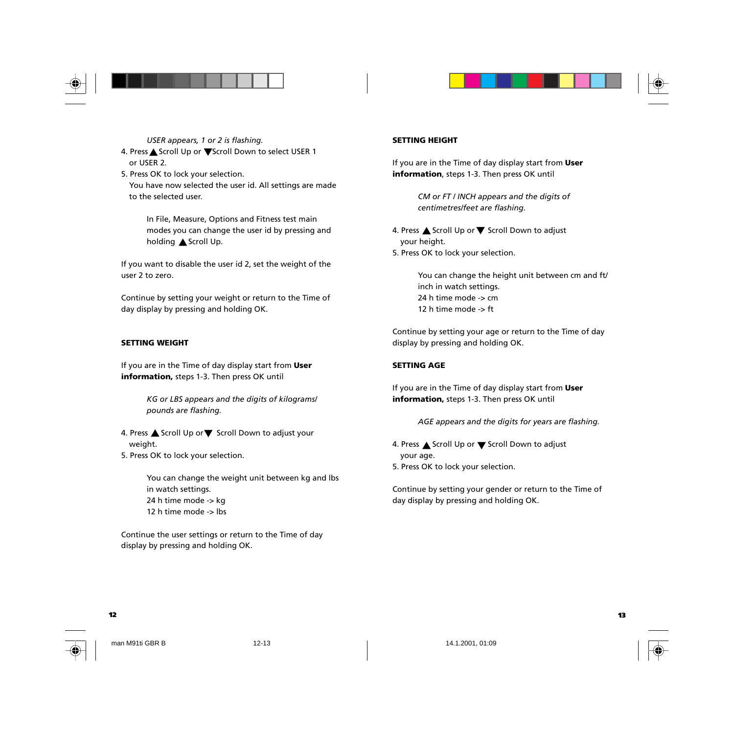*USER appears, 1 or 2 is flashing.*

4. Press ▲ Scroll Up or ▼ Scroll Down to select USER 1 or USER 2.
5. Press OK to lock your selection.
   You have now selected the user id. All settings are made to the selected user.

> In File, Measure, Options and Fitness test main modes you can change the user id by pressing and holding ▲ Scroll Up.

If you want to disable the user id 2, set the weight of the user 2 to zero.

Continue by setting your weight or return to the Time of day display by pressing and holding OK.

**SETTING WEIGHT**

If you are in the Time of day display start from **User information,** steps 1-3. Then press OK until

*KG or LBS appears and the digits of kilograms/ pounds are flashing.*

4. Press ▲ Scroll Up or ▼ Scroll Down to adjust your weight.
5. Press OK to lock your selection.

> You can change the weight unit between kg and lbs in watch settings.
> 24 h time mode -> kg
> 12 h time mode -> lbs

Continue the user settings or return to the Time of day display by pressing and holding OK.

**SETTING HEIGHT**

If you are in the Time of day display start from **User information**, steps 1-3. Then press OK until

*CM or FT / INCH appears and the digits of centimetres/feet are flashing.*

4. Press ▲ Scroll Up or ▼ Scroll Down to adjust your height.
5. Press OK to lock your selection.

> You can change the height unit between cm and ft/ inch in watch settings.
> 24 h time mode -> cm
> 12 h time mode -> ft

Continue by setting your age or return to the Time of day display by pressing and holding OK.

**SETTING AGE**

If you are in the Time of day display start from **User information,** steps 1-3. Then press OK until

*AGE appears and the digits for years are flashing.*

4. Press ▲ Scroll Up or ▼ Scroll Down to adjust your age.
5. Press OK to lock your selection.

Continue by setting your gender or return to the Time of day display by pressing and holding OK.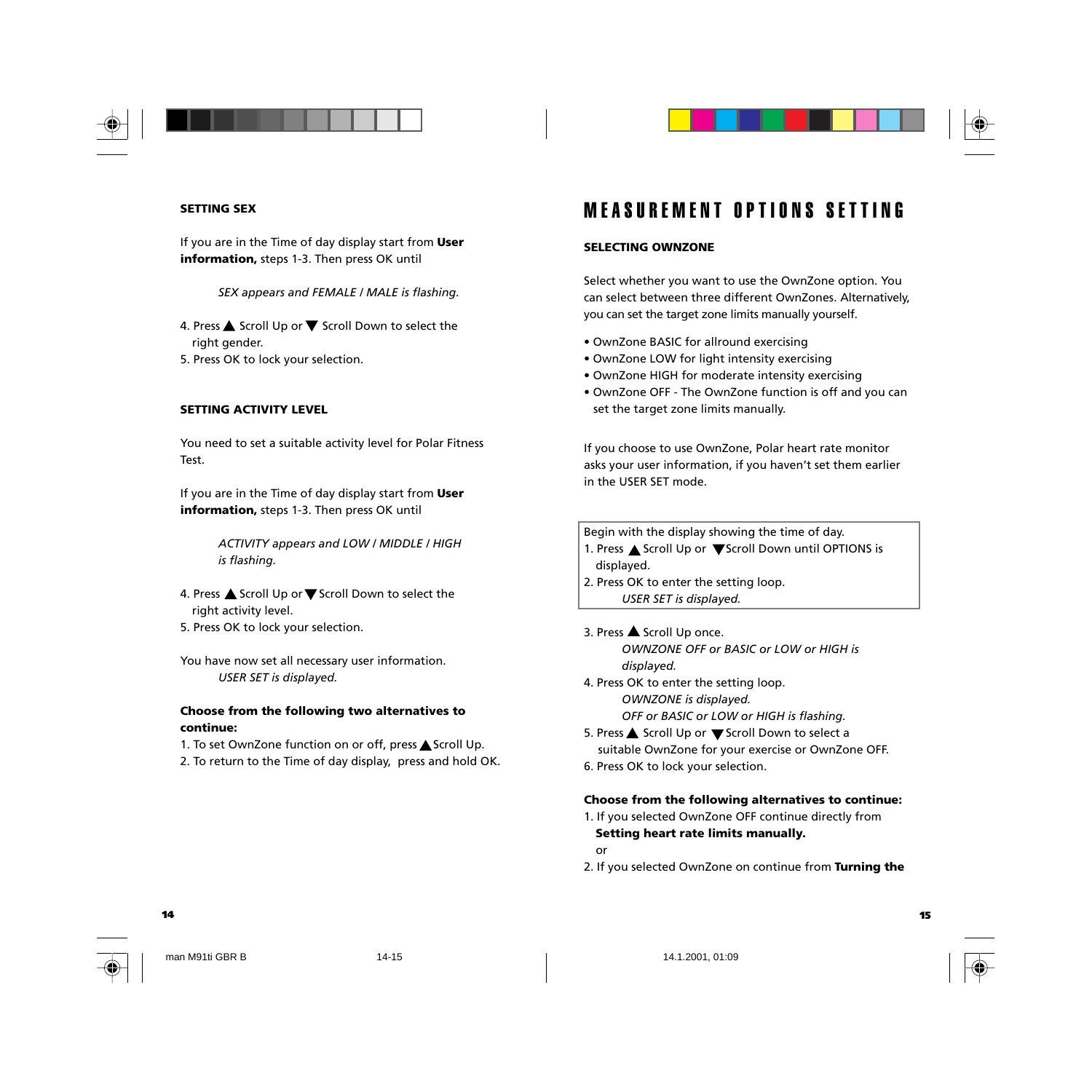### SETTING SEX

If you are in the Time of day display start from **User information,** steps 1-3. Then press OK until

*SEX appears and FEMALE / MALE is flashing.*

4. Press ▲ Scroll Up or ▼ Scroll Down to select the right gender.
5. Press OK to lock your selection.

### SETTING ACTIVITY LEVEL

You need to set a suitable activity level for Polar Fitness Test.

If you are in the Time of day display start from **User information,** steps 1-3. Then press OK until

*ACTIVITY appears and LOW / MIDDLE / HIGH is flashing.*

4. Press ▲ Scroll Up or ▼ Scroll Down to select the right activity level.
5. Press OK to lock your selection.

You have now set all necessary user information.
*USER SET is displayed.*

**Choose from the following two alternatives to continue:**

1. To set OwnZone function on or off, press ▲ Scroll Up.
2. To return to the Time of day display, press and hold OK.

# MEASUREMENT OPTIONS SETTING

### SELECTING OWNZONE

Select whether you want to use the OwnZone option. You can select between three different OwnZones. Alternatively, you can set the target zone limits manually yourself.

- OwnZone BASIC for allround exercising
- OwnZone LOW for light intensity exercising
- OwnZone HIGH for moderate intensity exercising
- OwnZone OFF - The OwnZone function is off and you can set the target zone limits manually.

If you choose to use OwnZone, Polar heart rate monitor asks your user information, if you haven't set them earlier in the USER SET mode.

Begin with the display showing the time of day.

1. Press ▲ Scroll Up or ▼ Scroll Down until OPTIONS is displayed.
2. Press OK to enter the setting loop.
   *USER SET is displayed.*
3. Press ▲ Scroll Up once.
   *OWNZONE OFF or BASIC or LOW or HIGH is displayed.*
4. Press OK to enter the setting loop.
   *OWNZONE is displayed.*
   *OFF or BASIC or LOW or HIGH is flashing.*
5. Press ▲ Scroll Up or ▼ Scroll Down to select a suitable OwnZone for your exercise or OwnZone OFF.
6. Press OK to lock your selection.

**Choose from the following alternatives to continue:**

1. If you selected OwnZone OFF continue directly from **Setting heart rate limits manually.**
   or
2. If you selected OwnZone on continue from **Turning the**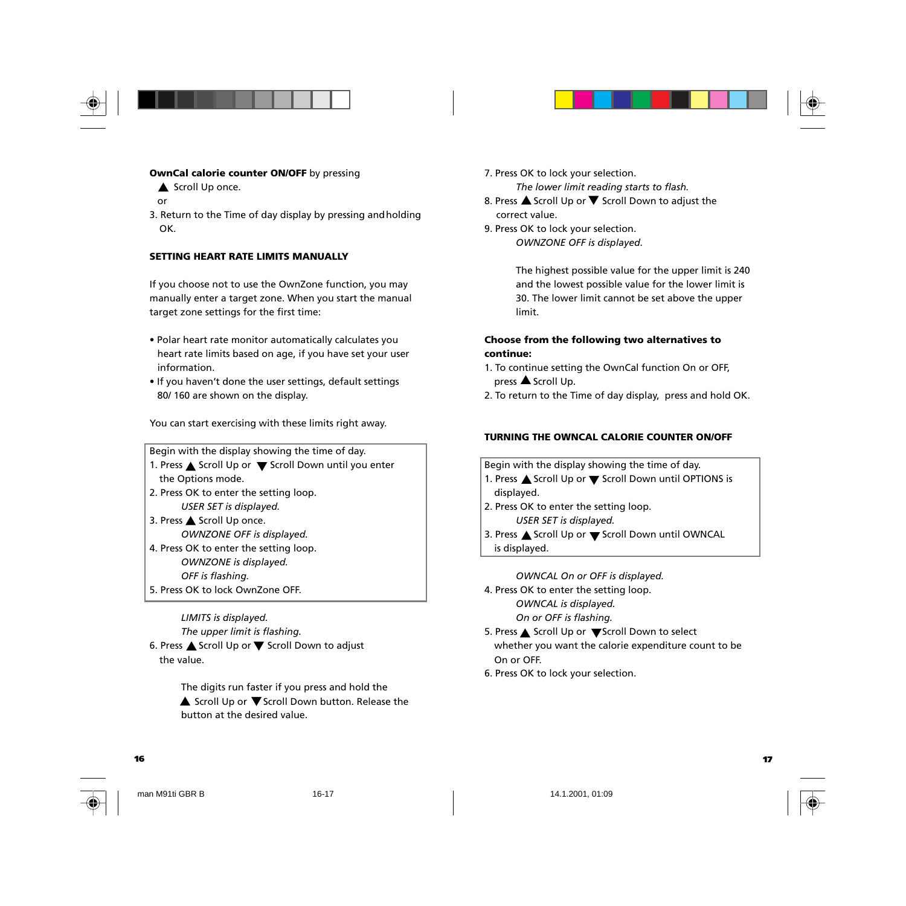**OwnCal calorie counter ON/OFF** by pressing

▲ Scroll Up once.

or

3. Return to the Time of day display by pressing and holding OK.

**SETTING HEART RATE LIMITS MANUALLY**

If you choose not to use the OwnZone function, you may manually enter a target zone. When you start the manual target zone settings for the first time:

- Polar heart rate monitor automatically calculates you heart rate limits based on age, if you have set your user information.
- If you haven't done the user settings, default settings 80/ 160 are shown on the display.

You can start exercising with these limits right away.

Begin with the display showing the time of day.

1. Press ▲ Scroll Up or ▼ Scroll Down until you enter the Options mode.
2. Press OK to enter the setting loop.
   *USER SET is displayed.*
3. Press ▲ Scroll Up once.
   *OWNZONE OFF is displayed.*
4. Press OK to enter the setting loop.
   *OWNZONE is displayed.*
   *OFF is flashing.*
5. Press OK to lock OwnZone OFF.
   *LIMITS is displayed.*
   *The upper limit is flashing.*
6. Press ▲ Scroll Up or ▼ Scroll Down to adjust the value.

   The digits run faster if you press and hold the ▲ Scroll Up or ▼ Scroll Down button. Release the button at the desired value.

7. Press OK to lock your selection.
   *The lower limit reading starts to flash.*
8. Press ▲ Scroll Up or ▼ Scroll Down to adjust the correct value.
9. Press OK to lock your selection.
   *OWNZONE OFF is displayed.*

   The highest possible value for the upper limit is 240 and the lowest possible value for the lower limit is 30. The lower limit cannot be set above the upper limit.

**Choose from the following two alternatives to continue:**

1. To continue setting the OwnCal function On or OFF, press ▲ Scroll Up.
2. To return to the Time of day display, press and hold OK.

**TURNING THE OWNCAL CALORIE COUNTER ON/OFF**

Begin with the display showing the time of day.

1. Press ▲ Scroll Up or ▼ Scroll Down until OPTIONS is displayed.
2. Press OK to enter the setting loop.
   *USER SET is displayed.*
3. Press ▲ Scroll Up or ▼ Scroll Down until OWNCAL is displayed.
   *OWNCAL On or OFF is displayed.*
4. Press OK to enter the setting loop.
   *OWNCAL is displayed.*
   *On or OFF is flashing.*
5. Press ▲ Scroll Up or ▼ Scroll Down to select whether you want the calorie expenditure count to be On or OFF.
6. Press OK to lock your selection.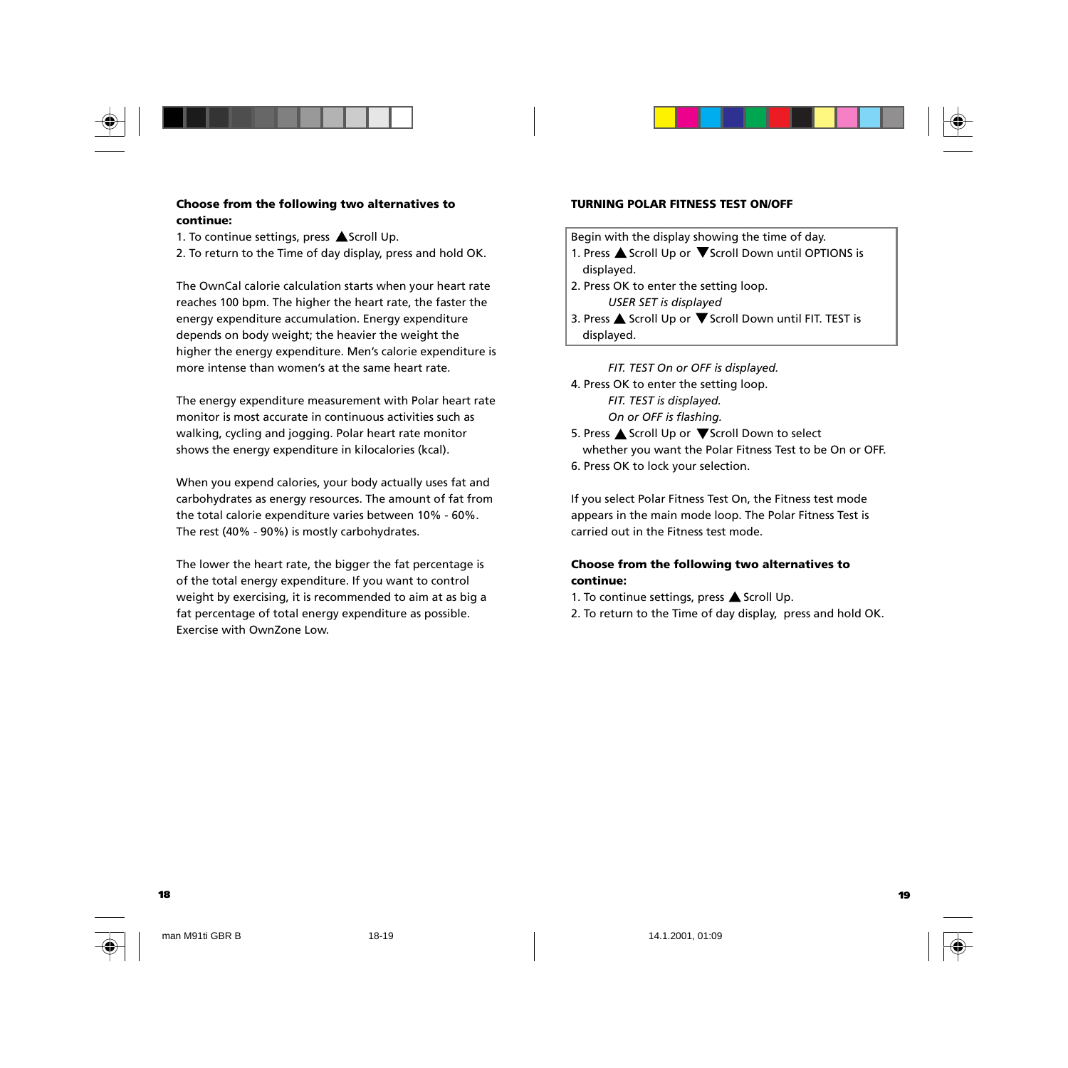**Choose from the following two alternatives to continue:**

1. To continue settings, press ▲Scroll Up.
2. To return to the Time of day display, press and hold OK.

The OwnCal calorie calculation starts when your heart rate reaches 100 bpm. The higher the heart rate, the faster the energy expenditure accumulation. Energy expenditure depends on body weight; the heavier the weight the higher the energy expenditure. Men's calorie expenditure is more intense than women's at the same heart rate.

The energy expenditure measurement with Polar heart rate monitor is most accurate in continuous activities such as walking, cycling and jogging. Polar heart rate monitor shows the energy expenditure in kilocalories (kcal).

When you expend calories, your body actually uses fat and carbohydrates as energy resources. The amount of fat from the total calorie expenditure varies between 10% - 60%. The rest (40% - 90%) is mostly carbohydrates.

The lower the heart rate, the bigger the fat percentage is of the total energy expenditure. If you want to control weight by exercising, it is recommended to aim at as big a fat percentage of total energy expenditure as possible. Exercise with OwnZone Low.

**TURNING POLAR FITNESS TEST ON/OFF**

Begin with the display showing the time of day.

1. Press ▲ Scroll Up or ▼Scroll Down until OPTIONS is displayed.
2. Press OK to enter the setting loop.
   *USER SET is displayed*
3. Press ▲ Scroll Up or ▼Scroll Down until FIT. TEST is displayed.
   *FIT. TEST On or OFF is displayed.*
4. Press OK to enter the setting loop.
   *FIT. TEST is displayed.*
   *On or OFF is flashing.*
5. Press ▲ Scroll Up or ▼Scroll Down to select whether you want the Polar Fitness Test to be On or OFF.
6. Press OK to lock your selection.

If you select Polar Fitness Test On, the Fitness test mode appears in the main mode loop. The Polar Fitness Test is carried out in the Fitness test mode.

**Choose from the following two alternatives to continue:**

1. To continue settings, press ▲ Scroll Up.
2. To return to the Time of day display, press and hold OK.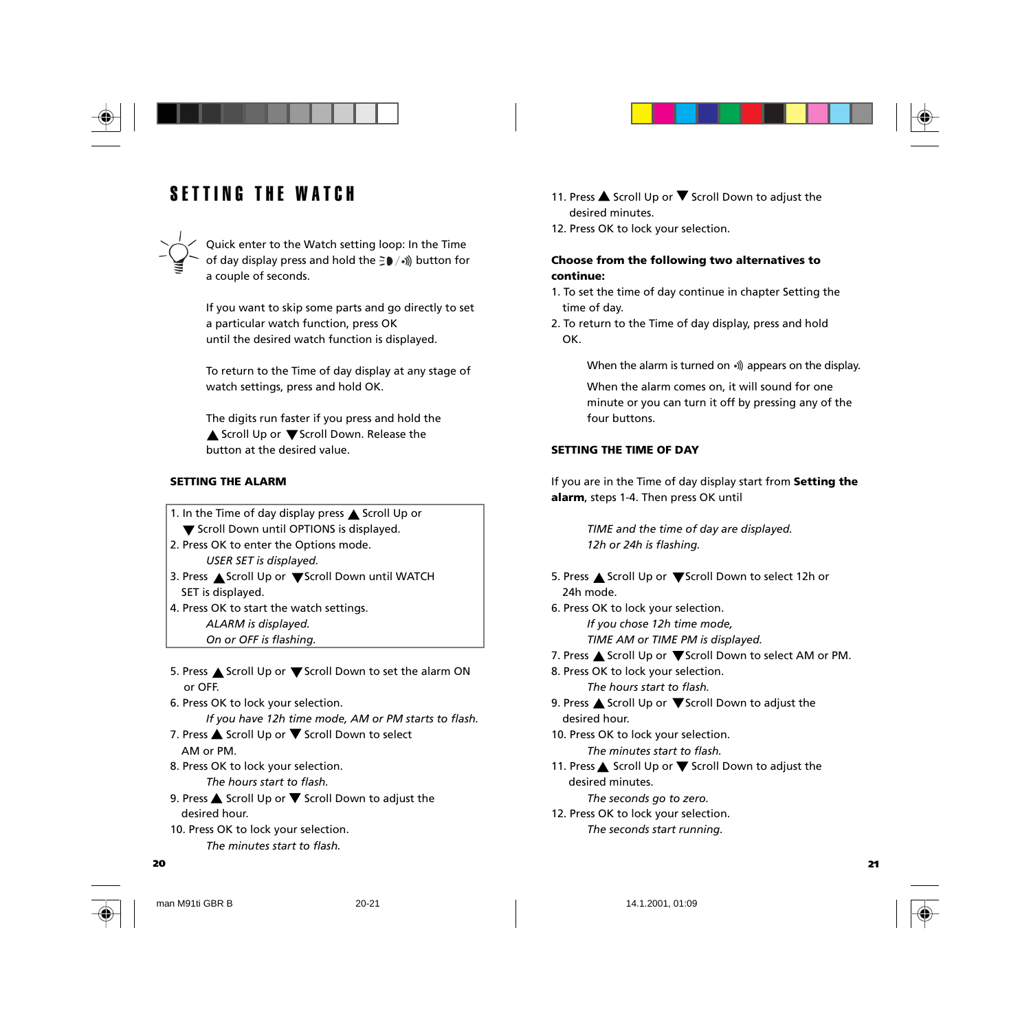# SETTING THE WATCH

Quick enter to the Watch setting loop: In the Time of day display press and hold the ☰◗/•))) button for a couple of seconds.

If you want to skip some parts and go directly to set a particular watch function, press OK until the desired watch function is displayed.

To return to the Time of day display at any stage of watch settings, press and hold OK.

The digits run faster if you press and hold the ▲ Scroll Up or ▼ Scroll Down. Release the button at the desired value.

## SETTING THE ALARM

1. In the Time of day display press ▲ Scroll Up or ▼ Scroll Down until OPTIONS is displayed.
2. Press OK to enter the Options mode.
   *USER SET is displayed.*
3. Press ▲ Scroll Up or ▼ Scroll Down until WATCH SET is displayed.
4. Press OK to start the watch settings.
   *ALARM is displayed.*
   *On or OFF is flashing.*
5. Press ▲ Scroll Up or ▼ Scroll Down to set the alarm ON or OFF.
6. Press OK to lock your selection.
   *If you have 12h time mode, AM or PM starts to flash.*
7. Press ▲ Scroll Up or ▼ Scroll Down to select AM or PM.
8. Press OK to lock your selection.
   *The hours start to flash.*
9. Press ▲ Scroll Up or ▼ Scroll Down to adjust the desired hour.
10. Press OK to lock your selection.
    *The minutes start to flash.*
11. Press ▲ Scroll Up or ▼ Scroll Down to adjust the desired minutes.
12. Press OK to lock your selection.

**Choose from the following two alternatives to continue:**

1. To set the time of day continue in chapter Setting the time of day.
2. To return to the Time of day display, press and hold OK.

When the alarm is turned on •))) appears on the display.

When the alarm comes on, it will sound for one minute or you can turn it off by pressing any of the four buttons.

## SETTING THE TIME OF DAY

If you are in the Time of day display start from **Setting the alarm**, steps 1-4. Then press OK until

*TIME and the time of day are displayed.*
*12h or 24h is flashing.*

5. Press ▲ Scroll Up or ▼ Scroll Down to select 12h or 24h mode.
6. Press OK to lock your selection.
   *If you chose 12h time mode,*
   *TIME AM or TIME PM is displayed.*
7. Press ▲ Scroll Up or ▼ Scroll Down to select AM or PM.
8. Press OK to lock your selection.
   *The hours start to flash.*
9. Press ▲ Scroll Up or ▼ Scroll Down to adjust the desired hour.
10. Press OK to lock your selection.
    *The minutes start to flash.*
11. Press ▲ Scroll Up or ▼ Scroll Down to adjust the desired minutes.
    *The seconds go to zero.*
12. Press OK to lock your selection.
    *The seconds start running.*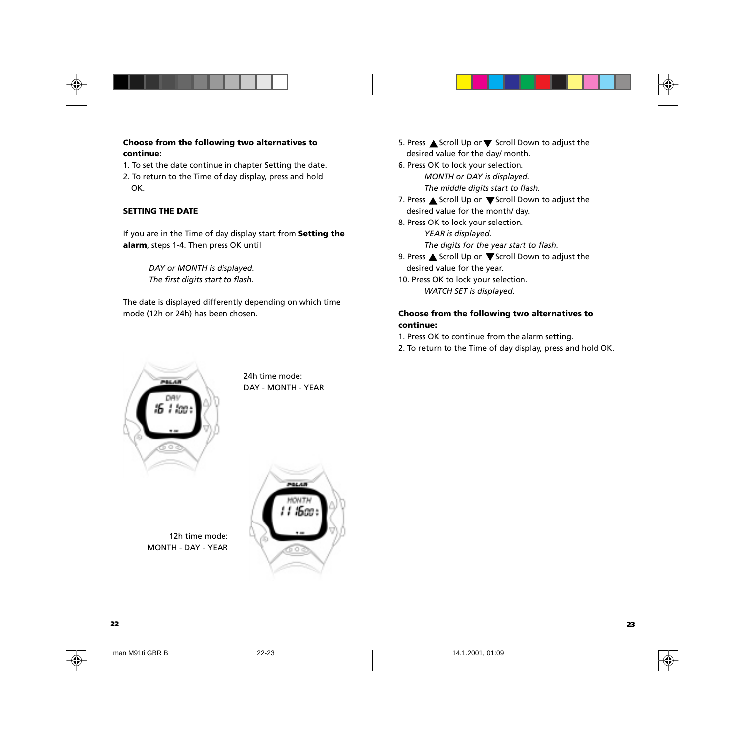**Choose from the following two alternatives to continue:**

1. To set the date continue in chapter Setting the date.
2. To return to the Time of day display, press and hold OK.

**SETTING THE DATE**

If you are in the Time of day display start from **Setting the alarm**, steps 1-4. Then press OK until

*DAY or MONTH is displayed.*
*The first digits start to flash.*

The date is displayed differently depending on which time mode (12h or 24h) has been chosen.

24h time mode:
DAY - MONTH - YEAR

12h time mode:
MONTH - DAY - YEAR

5. Press ▲ Scroll Up or ▼ Scroll Down to adjust the desired value for the day/ month.
6. Press OK to lock your selection.
   *MONTH or DAY is displayed.*
   *The middle digits start to flash.*
7. Press ▲ Scroll Up or ▼ Scroll Down to adjust the desired value for the month/ day.
8. Press OK to lock your selection.
   *YEAR is displayed.*
   *The digits for the year start to flash.*
9. Press ▲ Scroll Up or ▼ Scroll Down to adjust the desired value for the year.
10. Press OK to lock your selection.
    *WATCH SET is displayed.*

**Choose from the following two alternatives to continue:**

1. Press OK to continue from the alarm setting.
2. To return to the Time of day display, press and hold OK.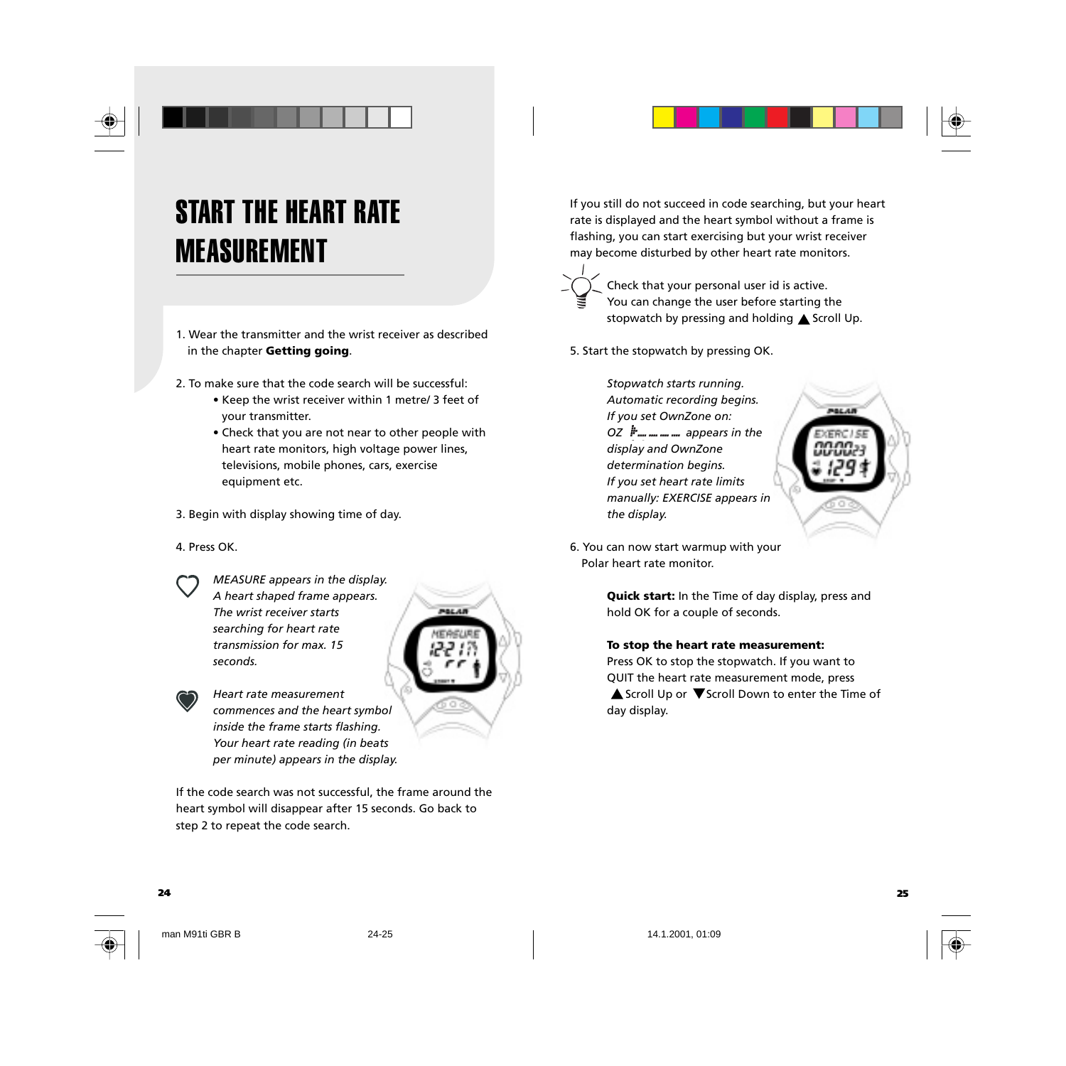# START THE HEART RATE MEASUREMENT

1. Wear the transmitter and the wrist receiver as described in the chapter **Getting going**.

2. To make sure that the code search will be successful:
   - Keep the wrist receiver within 1 metre/ 3 feet of your transmitter.
   - Check that you are not near to other people with heart rate monitors, high voltage power lines, televisions, mobile phones, cars, exercise equipment etc.

3. Begin with display showing time of day.

4. Press OK.

*MEASURE appears in the display. A heart shaped frame appears. The wrist receiver starts searching for heart rate transmission for max. 15 seconds.*

*Heart rate measurement commences and the heart symbol inside the frame starts flashing. Your heart rate reading (in beats per minute) appears in the display.*

If the code search was not successful, the frame around the heart symbol will disappear after 15 seconds. Go back to step 2 to repeat the code search.

If you still do not succeed in code searching, but your heart rate is displayed and the heart symbol without a frame is flashing, you can start exercising but your wrist receiver may become disturbed by other heart rate monitors.

Check that your personal user id is active. You can change the user before starting the stopwatch by pressing and holding ▲ Scroll Up.

5. Start the stopwatch by pressing OK.

*Stopwatch starts running. Automatic recording begins. If you set OwnZone on: OZ appears in the display and OwnZone determination begins. If you set heart rate limits manually: EXERCISE appears in the display.*

6. You can now start warmup with your Polar heart rate monitor.

**Quick start:** In the Time of day display, press and hold OK for a couple of seconds.

**To stop the heart rate measurement:**
Press OK to stop the stopwatch. If you want to QUIT the heart rate measurement mode, press ▲ Scroll Up or ▼ Scroll Down to enter the Time of day display.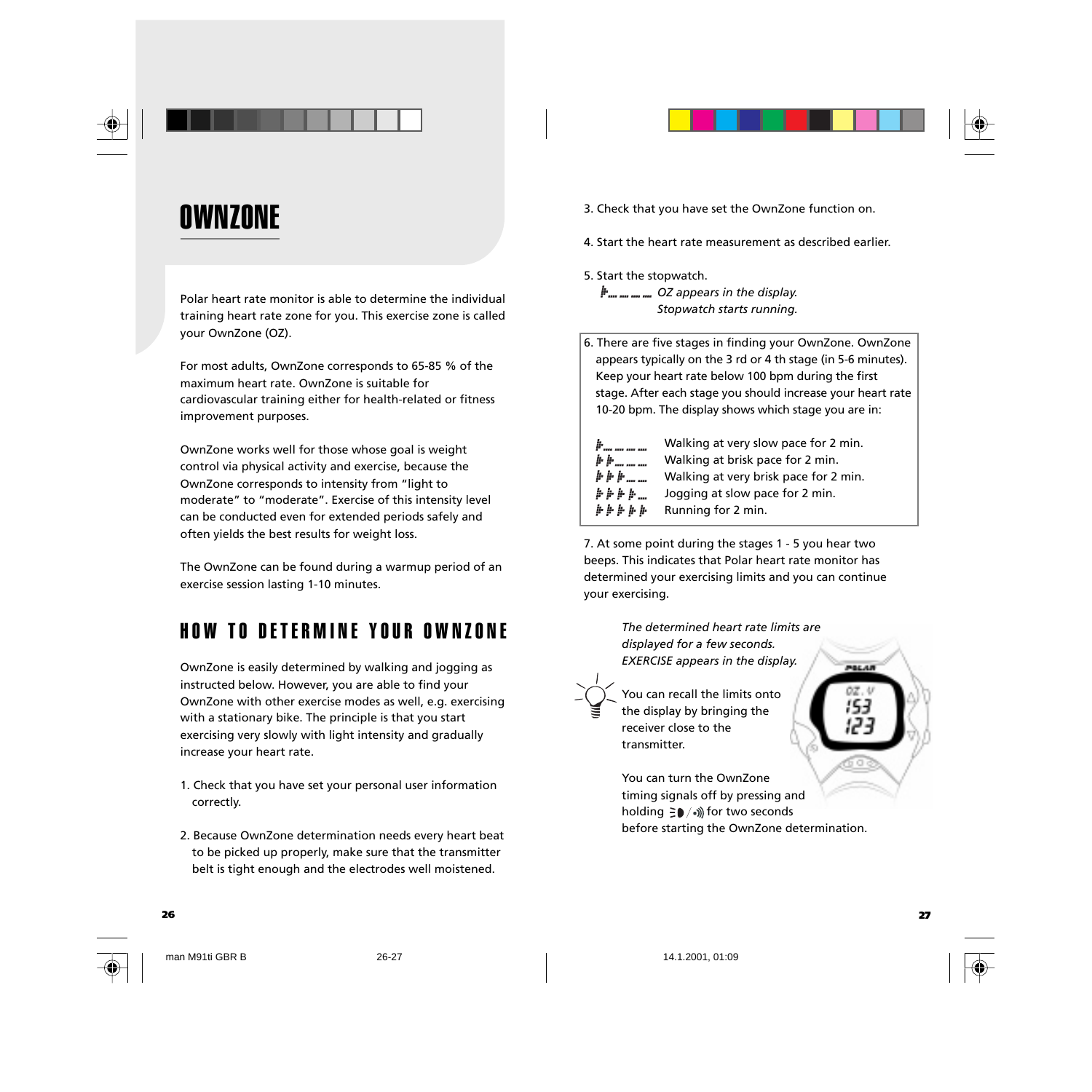# OWNZONE

Polar heart rate monitor is able to determine the individual training heart rate zone for you. This exercise zone is called your OwnZone (OZ).

For most adults, OwnZone corresponds to 65-85 % of the maximum heart rate. OwnZone is suitable for cardiovascular training either for health-related or fitness improvement purposes.

OwnZone works well for those whose goal is weight control via physical activity and exercise, because the OwnZone corresponds to intensity from "light to moderate" to "moderate". Exercise of this intensity level can be conducted even for extended periods safely and often yields the best results for weight loss.

The OwnZone can be found during a warmup period of an exercise session lasting 1-10 minutes.

## HOW TO DETERMINE YOUR OWNZONE

OwnZone is easily determined by walking and jogging as instructed below. However, you are able to find your OwnZone with other exercise modes as well, e.g. exercising with a stationary bike. The principle is that you start exercising very slowly with light intensity and gradually increase your heart rate.

1. Check that you have set your personal user information correctly.

2. Because OwnZone determination needs every heart beat to be picked up properly, make sure that the transmitter belt is tight enough and the electrodes well moistened.

3. Check that you have set the OwnZone function on.

4. Start the heart rate measurement as described earlier.

5. Start the stopwatch.

   *OZ appears in the display.*
   *Stopwatch starts running.*

6. There are five stages in finding your OwnZone. OwnZone appears typically on the 3 rd or 4 th stage (in 5-6 minutes). Keep your heart rate below 100 bpm during the first stage. After each stage you should increase your heart rate 10-20 bpm. The display shows which stage you are in:

   - Walking at very slow pace for 2 min.
   - Walking at brisk pace for 2 min.
   - Walking at very brisk pace for 2 min.
   - Jogging at slow pace for 2 min.
   - Running for 2 min.

7. At some point during the stages 1 - 5 you hear two beeps. This indicates that Polar heart rate monitor has determined your exercising limits and you can continue your exercising.

   *The determined heart rate limits are displayed for a few seconds. EXERCISE appears in the display.*

   You can recall the limits onto the display by bringing the receiver close to the transmitter.

   You can turn the OwnZone timing signals off by pressing and holding for two seconds before starting the OwnZone determination.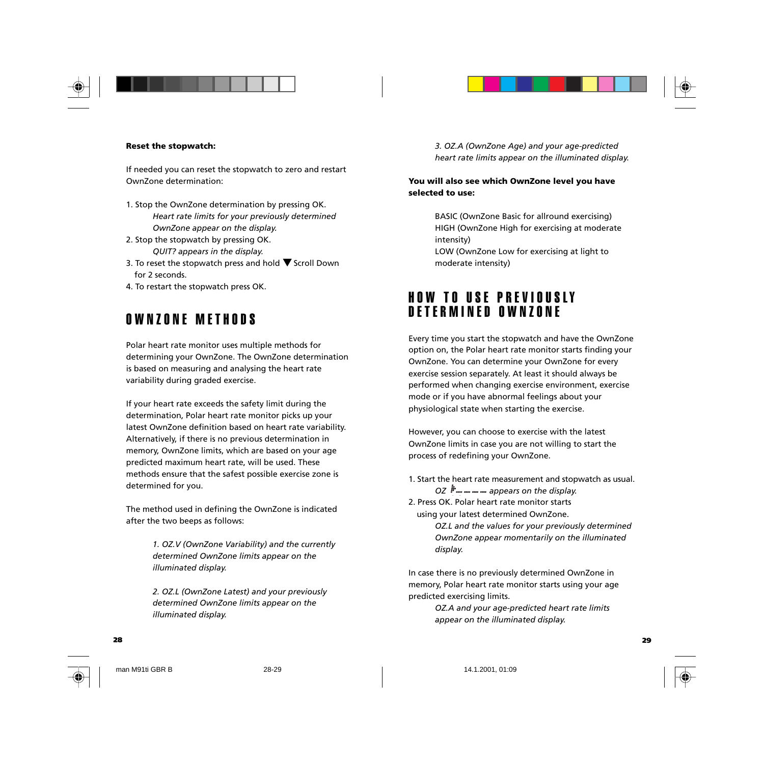**Reset the stopwatch:**

If needed you can reset the stopwatch to zero and restart OwnZone determination:

1. Stop the OwnZone determination by pressing OK.
   *Heart rate limits for your previously determined OwnZone appear on the display.*
2. Stop the stopwatch by pressing OK.
   *QUIT? appears in the display.*
3. To reset the stopwatch press and hold ▼ Scroll Down for 2 seconds.
4. To restart the stopwatch press OK.

## OWNZONE METHODS

Polar heart rate monitor uses multiple methods for determining your OwnZone. The OwnZone determination is based on measuring and analysing the heart rate variability during graded exercise.

If your heart rate exceeds the safety limit during the determination, Polar heart rate monitor picks up your latest OwnZone definition based on heart rate variability. Alternatively, if there is no previous determination in memory, OwnZone limits, which are based on your age predicted maximum heart rate, will be used. These methods ensure that the safest possible exercise zone is determined for you.

The method used in defining the OwnZone is indicated after the two beeps as follows:

*1. OZ.V (OwnZone Variability) and the currently determined OwnZone limits appear on the illuminated display.*

*2. OZ.L (OwnZone Latest) and your previously determined OwnZone limits appear on the illuminated display.*

*3. OZ.A (OwnZone Age) and your age-predicted heart rate limits appear on the illuminated display.*

**You will also see which OwnZone level you have selected to use:**

BASIC (OwnZone Basic for allround exercising)
HIGH (OwnZone High for exercising at moderate intensity)
LOW (OwnZone Low for exercising at light to moderate intensity)

## HOW TO USE PREVIOUSLY DETERMINED OWNZONE

Every time you start the stopwatch and have the OwnZone option on, the Polar heart rate monitor starts finding your OwnZone. You can determine your OwnZone for every exercise session separately. At least it should always be performed when changing exercise environment, exercise mode or if you have abnormal feelings about your physiological state when starting the exercise.

However, you can choose to exercise with the latest OwnZone limits in case you are not willing to start the process of redefining your OwnZone.

1. Start the heart rate measurement and stopwatch as usual.
   *OZ ▪---- ---- ---- ---- appears on the display.*
2. Press OK. Polar heart rate monitor starts using your latest determined OwnZone.
   *OZ.L and the values for your previously determined OwnZone appear momentarily on the illuminated display.*

In case there is no previously determined OwnZone in memory, Polar heart rate monitor starts using your age predicted exercising limits.

*OZ.A and your age-predicted heart rate limits appear on the illuminated display.*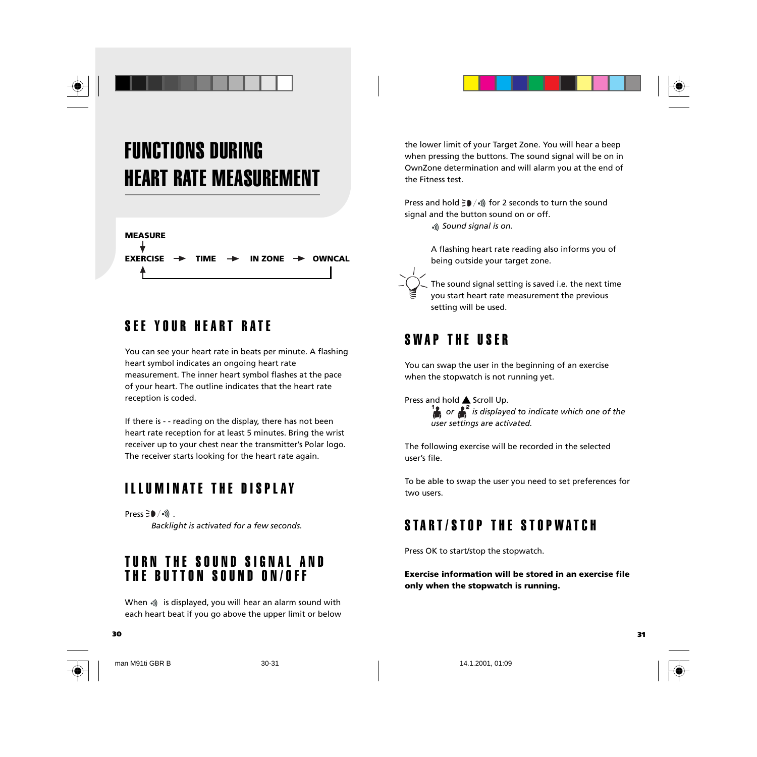# FUNCTIONS DURING HEART RATE MEASUREMENT

MEASURE
↓
EXERCISE → TIME → IN ZONE → OWNCAL

## SEE YOUR HEART RATE

You can see your heart rate in beats per minute. A flashing heart symbol indicates an ongoing heart rate measurement. The inner heart symbol flashes at the pace of your heart. The outline indicates that the heart rate reception is coded.

If there is - - reading on the display, there has not been heart rate reception for at least 5 minutes. Bring the wrist receiver up to your chest near the transmitter's Polar logo. The receiver starts looking for the heart rate again.

## ILLUMINATE THE DISPLAY

Press ☰◗/•))) .

*Backlight is activated for a few seconds.*

## TURN THE SOUND SIGNAL AND THE BUTTON SOUND ON/OFF

When •))) is displayed, you will hear an alarm sound with each heart beat if you go above the upper limit or below the lower limit of your Target Zone. You will hear a beep when pressing the buttons. The sound signal will be on in OwnZone determination and will alarm you at the end of the Fitness test.

Press and hold ☰◗/•))) for 2 seconds to turn the sound signal and the button sound on or off.

•))) *Sound signal is on.*

A flashing heart rate reading also informs you of being outside your target zone.

The sound signal setting is saved i.e. the next time you start heart rate measurement the previous setting will be used.

## SWAP THE USER

You can swap the user in the beginning of an exercise when the stopwatch is not running yet.

Press and hold ▲ Scroll Up.

*1 or 2 is displayed to indicate which one of the user settings are activated.*

The following exercise will be recorded in the selected user's file.

To be able to swap the user you need to set preferences for two users.

## START/STOP THE STOPWATCH

Press OK to start/stop the stopwatch.

**Exercise information will be stored in an exercise file only when the stopwatch is running.**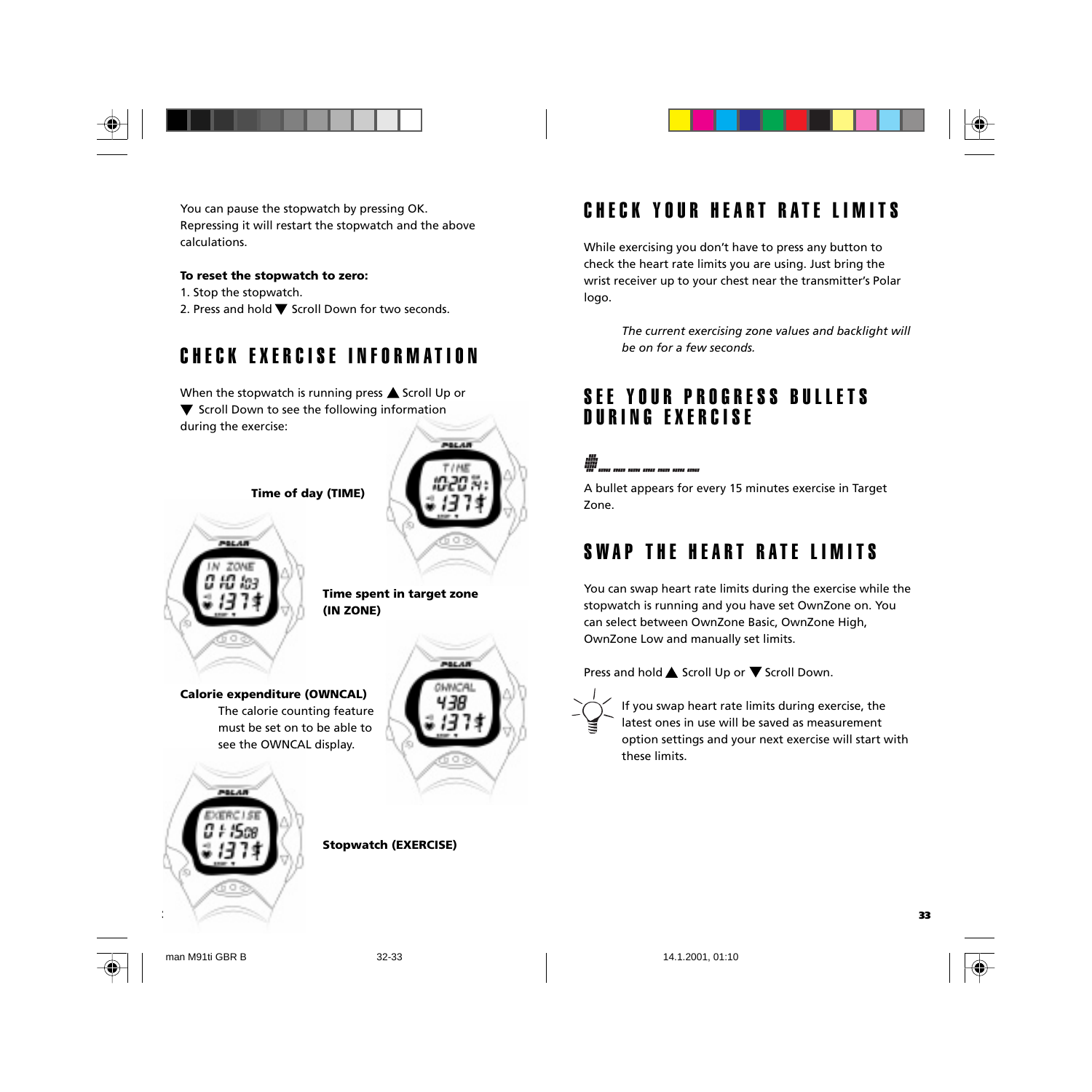You can pause the stopwatch by pressing OK. Repressing it will restart the stopwatch and the above calculations.

**To reset the stopwatch to zero:**

1. Stop the stopwatch.
2. Press and hold ▼ Scroll Down for two seconds.

## CHECK EXERCISE INFORMATION

When the stopwatch is running press ▲ Scroll Up or ▼ Scroll Down to see the following information during the exercise:

**Time of day (TIME)**

**Time spent in target zone (IN ZONE)**

**Calorie expenditure (OWNCAL)**
The calorie counting feature must be set on to be able to see the OWNCAL display.

**Stopwatch (EXERCISE)**

## CHECK YOUR HEART RATE LIMITS

While exercising you don't have to press any button to check the heart rate limits you are using. Just bring the wrist receiver up to your chest near the transmitter's Polar logo.

*The current exercising zone values and backlight will be on for a few seconds.*

## SEE YOUR PROGRESS BULLETS DURING EXERCISE

A bullet appears for every 15 minutes exercise in Target Zone.

## SWAP THE HEART RATE LIMITS

You can swap heart rate limits during the exercise while the stopwatch is running and you have set OwnZone on. You can select between OwnZone Basic, OwnZone High, OwnZone Low and manually set limits.

Press and hold ▲ Scroll Up or ▼ Scroll Down.

If you swap heart rate limits during exercise, the latest ones in use will be saved as measurement option settings and your next exercise will start with these limits.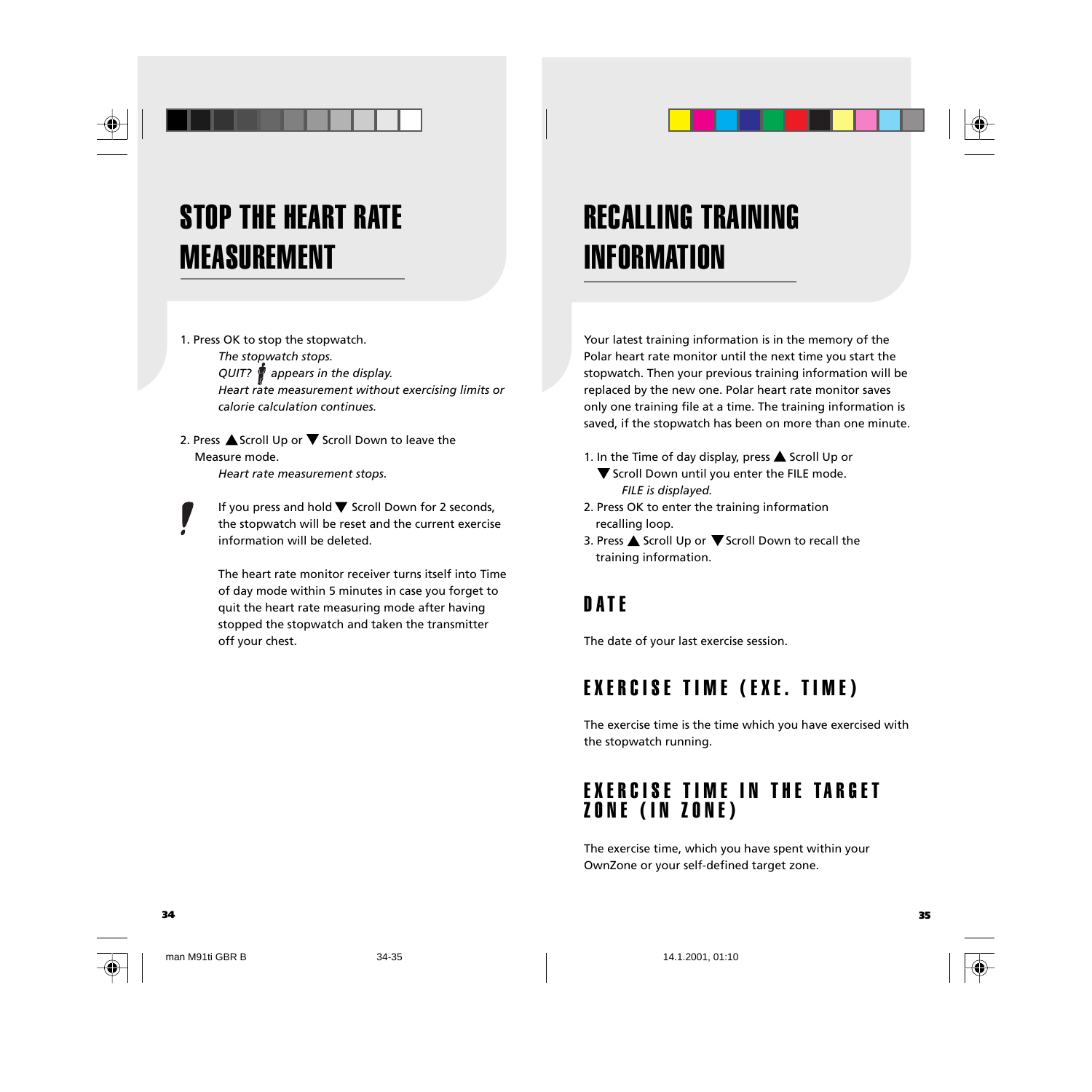# STOP THE HEART RATE MEASUREMENT

1. Press OK to stop the stopwatch.
   *The stopwatch stops.*
   *QUIT? appears in the display.*
   *Heart rate measurement without exercising limits or calorie calculation continues.*

2. Press ▲ Scroll Up or ▼ Scroll Down to leave the Measure mode.
   *Heart rate measurement stops.*

**!** If you press and hold ▼ Scroll Down for 2 seconds, the stopwatch will be reset and the current exercise information will be deleted.

The heart rate monitor receiver turns itself into Time of day mode within 5 minutes in case you forget to quit the heart rate measuring mode after having stopped the stopwatch and taken the transmitter off your chest.

# RECALLING TRAINING INFORMATION

Your latest training information is in the memory of the Polar heart rate monitor until the next time you start the stopwatch. Then your previous training information will be replaced by the new one. Polar heart rate monitor saves only one training file at a time. The training information is saved, if the stopwatch has been on more than one minute.

1. In the Time of day display, press ▲ Scroll Up or ▼ Scroll Down until you enter the FILE mode.
   *FILE is displayed.*
2. Press OK to enter the training information recalling loop.
3. Press ▲ Scroll Up or ▼ Scroll Down to recall the training information.

## DATE

The date of your last exercise session.

## EXERCISE TIME (EXE. TIME)

The exercise time is the time which you have exercised with the stopwatch running.

## EXERCISE TIME IN THE TARGET ZONE (IN ZONE)

The exercise time, which you have spent within your OwnZone or your self-defined target zone.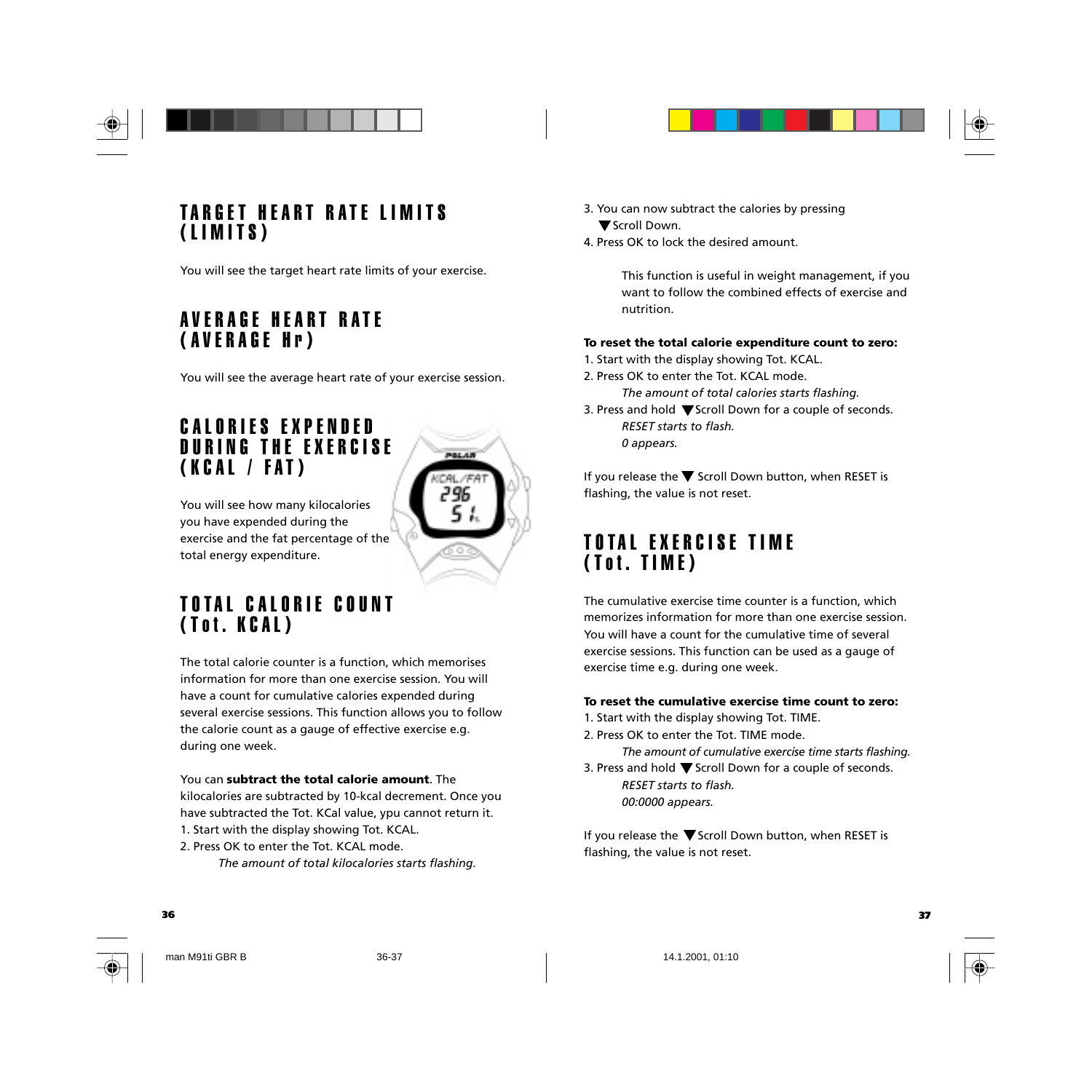## TARGET HEART RATE LIMITS (LIMITS)

You will see the target heart rate limits of your exercise.

## AVERAGE HEART RATE (AVERAGE Hr)

You will see the average heart rate of your exercise session.

## CALORIES EXPENDED DURING THE EXERCISE (KCAL / FAT)

You will see how many kilocalories you have expended during the exercise and the fat percentage of the total energy expenditure.

## TOTAL CALORIE COUNT (Tot. KCAL)

The total calorie counter is a function, which memorises information for more than one exercise session. You will have a count for cumulative calories expended during several exercise sessions. This function allows you to follow the calorie count as a gauge of effective exercise e.g. during one week.

You can **subtract the total calorie amount**. The kilocalories are subtracted by 10-kcal decrement. Once you have subtracted the Tot. KCal value, ypu cannot return it.

1. Start with the display showing Tot. KCAL.
2. Press OK to enter the Tot. KCAL mode.
   *The amount of total kilocalories starts flashing.*
3. You can now subtract the calories by pressing ▼Scroll Down.
4. Press OK to lock the desired amount.

   This function is useful in weight management, if you want to follow the combined effects of exercise and nutrition.

**To reset the total calorie expenditure count to zero:**

1. Start with the display showing Tot. KCAL.
2. Press OK to enter the Tot. KCAL mode.
   *The amount of total calories starts flashing.*
3. Press and hold ▼Scroll Down for a couple of seconds.
   *RESET starts to flash.*
   *0 appears.*

If you release the ▼ Scroll Down button, when RESET is flashing, the value is not reset.

## TOTAL EXERCISE TIME (Tot. TIME)

The cumulative exercise time counter is a function, which memorizes information for more than one exercise session. You will have a count for the cumulative time of several exercise sessions. This function can be used as a gauge of exercise time e.g. during one week.

**To reset the cumulative exercise time count to zero:**

1. Start with the display showing Tot. TIME.
2. Press OK to enter the Tot. TIME mode.
   *The amount of cumulative exercise time starts flashing.*
3. Press and hold ▼Scroll Down for a couple of seconds.
   *RESET starts to flash.*
   *00:0000 appears.*

If you release the ▼Scroll Down button, when RESET is flashing, the value is not reset.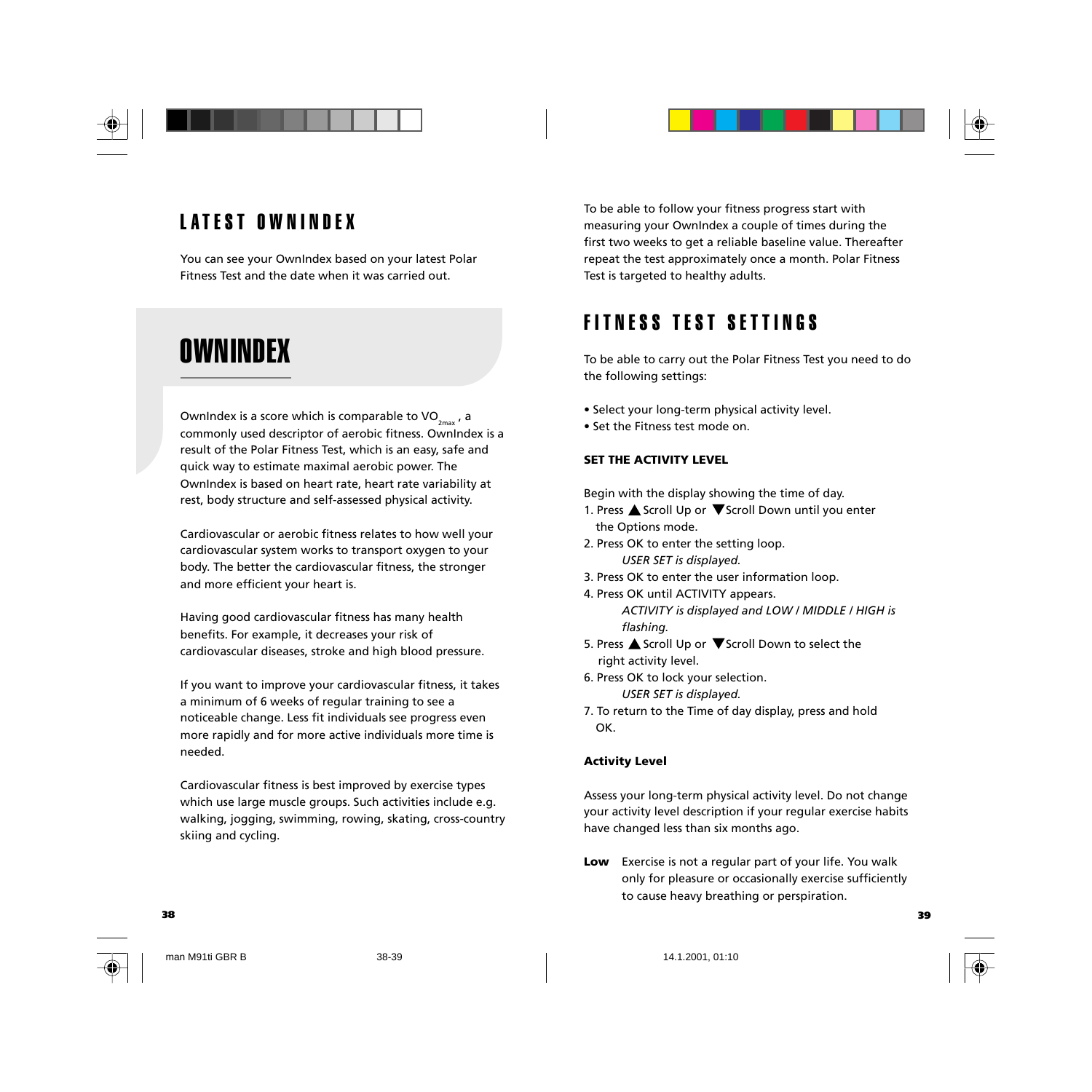## LATEST OWNINDEX

You can see your OwnIndex based on your latest Polar Fitness Test and the date when it was carried out.

# OWNINDEX

OwnIndex is a score which is comparable to $VO_{2max}$ , a commonly used descriptor of aerobic fitness. OwnIndex is a result of the Polar Fitness Test, which is an easy, safe and quick way to estimate maximal aerobic power. The OwnIndex is based on heart rate, heart rate variability at rest, body structure and self-assessed physical activity.

Cardiovascular or aerobic fitness relates to how well your cardiovascular system works to transport oxygen to your body. The better the cardiovascular fitness, the stronger and more efficient your heart is.

Having good cardiovascular fitness has many health benefits. For example, it decreases your risk of cardiovascular diseases, stroke and high blood pressure.

If you want to improve your cardiovascular fitness, it takes a minimum of 6 weeks of regular training to see a noticeable change. Less fit individuals see progress even more rapidly and for more active individuals more time is needed.

Cardiovascular fitness is best improved by exercise types which use large muscle groups. Such activities include e.g. walking, jogging, swimming, rowing, skating, cross-country skiing and cycling.

To be able to follow your fitness progress start with measuring your OwnIndex a couple of times during the first two weeks to get a reliable baseline value. Thereafter repeat the test approximately once a month. Polar Fitness Test is targeted to healthy adults.

## FITNESS TEST SETTINGS

To be able to carry out the Polar Fitness Test you need to do the following settings:

- Select your long-term physical activity level.
- Set the Fitness test mode on.

### SET THE ACTIVITY LEVEL

Begin with the display showing the time of day.

1. Press ▲ Scroll Up or ▼Scroll Down until you enter the Options mode.
2. Press OK to enter the setting loop.
   *USER SET is displayed.*
3. Press OK to enter the user information loop.
4. Press OK until ACTIVITY appears.
   *ACTIVITY is displayed and LOW / MIDDLE / HIGH is flashing.*
5. Press ▲ Scroll Up or ▼Scroll Down to select the right activity level.
6. Press OK to lock your selection.
   *USER SET is displayed.*
7. To return to the Time of day display, press and hold OK.

**Activity Level**

Assess your long-term physical activity level. Do not change your activity level description if your regular exercise habits have changed less than six months ago.

**Low** Exercise is not a regular part of your life. You walk only for pleasure or occasionally exercise sufficiently to cause heavy breathing or perspiration.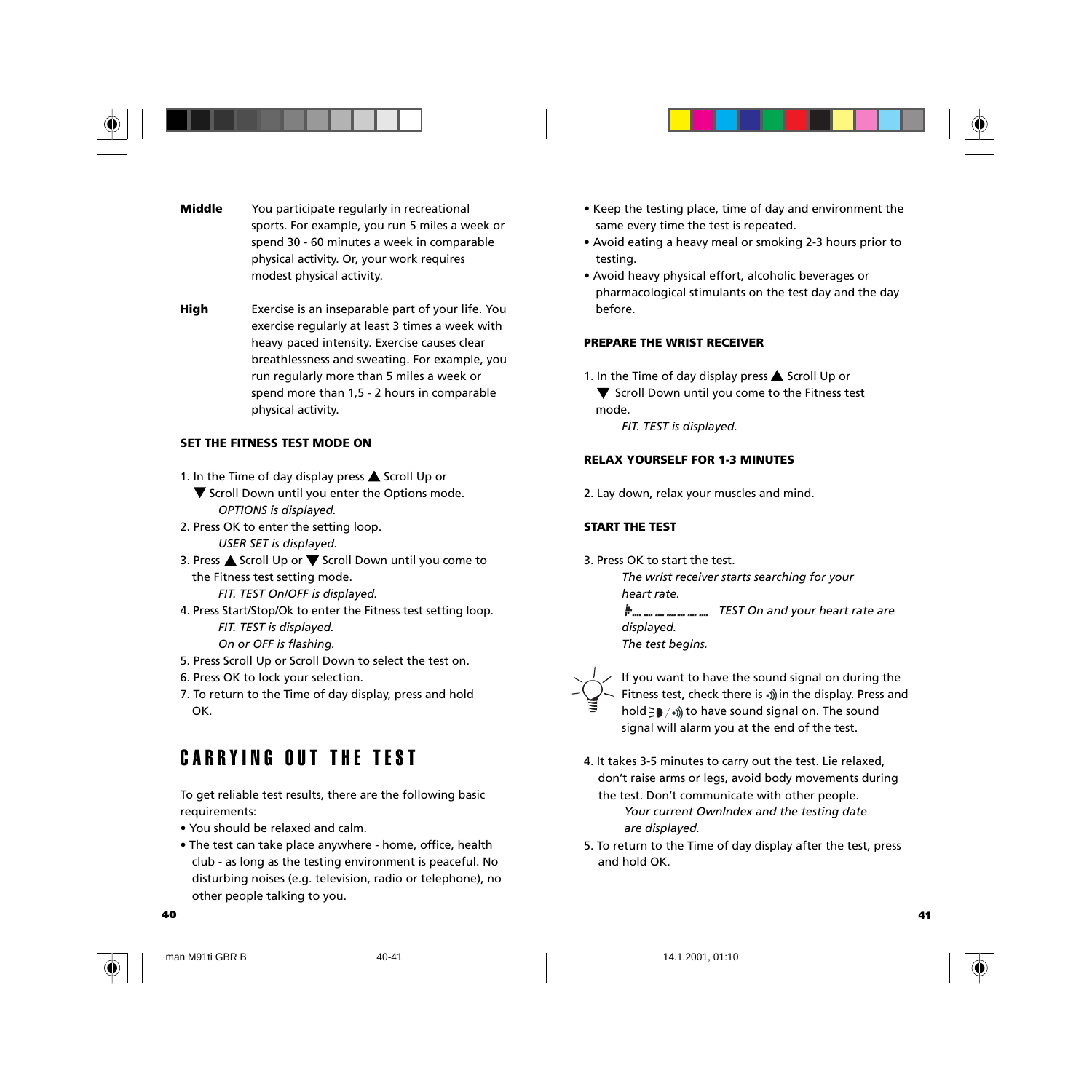**Middle** You participate regularly in recreational sports. For example, you run 5 miles a week or spend 30 - 60 minutes a week in comparable physical activity. Or, your work requires modest physical activity.

**High** Exercise is an inseparable part of your life. You exercise regularly at least 3 times a week with heavy paced intensity. Exercise causes clear breathlessness and sweating. For example, you run regularly more than 5 miles a week or spend more than 1,5 - 2 hours in comparable physical activity.

### SET THE FITNESS TEST MODE ON

1. In the Time of day display press ▲ Scroll Up or ▼ Scroll Down until you enter the Options mode.
   *OPTIONS is displayed.*
2. Press OK to enter the setting loop.
   *USER SET is displayed.*
3. Press ▲ Scroll Up or ▼ Scroll Down until you come to the Fitness test setting mode.
   *FIT. TEST On/OFF is displayed.*
4. Press Start/Stop/Ok to enter the Fitness test setting loop.
   *FIT. TEST is displayed.*
   *On or OFF is flashing.*
5. Press Scroll Up or Scroll Down to select the test on.
6. Press OK to lock your selection.
7. To return to the Time of day display, press and hold OK.

## CARRYING OUT THE TEST

To get reliable test results, there are the following basic requirements:

- You should be relaxed and calm.
- The test can take place anywhere - home, office, health club - as long as the testing environment is peaceful. No disturbing noises (e.g. television, radio or telephone), no other people talking to you.
- Keep the testing place, time of day and environment the same every time the test is repeated.
- Avoid eating a heavy meal or smoking 2-3 hours prior to testing.
- Avoid heavy physical effort, alcoholic beverages or pharmacological stimulants on the test day and the day before.

### PREPARE THE WRIST RECEIVER

1. In the Time of day display press ▲ Scroll Up or ▼ Scroll Down until you come to the Fitness test mode.
   *FIT. TEST is displayed.*

### RELAX YOURSELF FOR 1-3 MINUTES

2. Lay down, relax your muscles and mind.

### START THE TEST

3. Press OK to start the test.
   *The wrist receiver starts searching for your heart rate.*
   *TEST On and your heart rate are displayed.*
   *The test begins.*

If you want to have the sound signal on during the Fitness test, check there is 🔊 in the display. Press and hold light/🔊 to have sound signal on. The sound signal will alarm you at the end of the test.

4. It takes 3-5 minutes to carry out the test. Lie relaxed, don't raise arms or legs, avoid body movements during the test. Don't communicate with other people.
   *Your current OwnIndex and the testing date are displayed.*
5. To return to the Time of day display after the test, press and hold OK.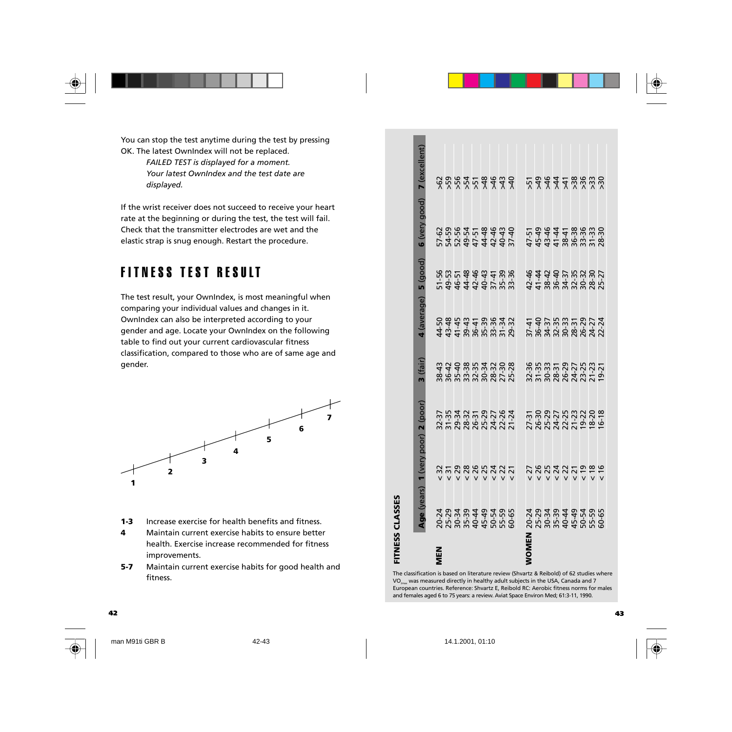You can stop the test anytime during the test by pressing OK. The latest OwnIndex will not be replaced.

*FAILED TEST is displayed for a moment. Your latest OwnIndex and the test date are displayed.*

If the wrist receiver does not succeed to receive your heart rate at the beginning or during the test, the test will fail. Check that the transmitter electrodes are wet and the elastic strap is snug enough. Restart the procedure.

## FITNESS TEST RESULT

The test result, your OwnIndex, is most meaningful when comparing your individual values and changes in it. OwnIndex can also be interpreted according to your gender and age. Locate your OwnIndex on the following table to find out your current cardiovascular fitness classification, compared to those who are of same age and gender.

1 2 3 4 5 6 7

**1-3** Increase exercise for health benefits and fitness.

**4** Maintain current exercise habits to ensure better health. Exercise increase recommended for fitness improvements.

**5-7** Maintain current exercise habits for good health and fitness.

**FITNESS CLASSES**

| | **Age** (years) | **1** (very poor) | **2** (poor) | **3** (fair) | **4** (average) | **5** (good) | **6** (very good) | **7** (excellent) |
|---|---|---|---|---|---|---|---|---|
| **MEN** | 20-24 | < 32 | 32-37 | 38-43 | 44-50 | 51-56 | 57-62 | >62 |
| | 25-29 | < 31 | 31-35 | 36-42 | 43-48 | 49-53 | 54-59 | >59 |
| | 30-34 | < 29 | 29-34 | 35-40 | 41-45 | 46-51 | 52-56 | >56 |
| | 35-39 | < 28 | 28-32 | 33-38 | 39-43 | 44-48 | 49-54 | >54 |
| | 40-44 | < 26 | 26-31 | 32-35 | 36-41 | 42-46 | 47-51 | >51 |
| | 45-49 | < 25 | 25-29 | 30-34 | 35-39 | 40-43 | 44-48 | >48 |
| | 50-54 | < 24 | 24-27 | 28-32 | 33-36 | 37-41 | 42-46 | >46 |
| | 55-59 | < 22 | 22-26 | 27-30 | 31-34 | 35-39 | 40-43 | >43 |
| | 60-65 | < 21 | 21-24 | 25-28 | 29-32 | 33-36 | 37-40 | >40 |
| **WOMEN** | 20-24 | < 27 | 27-31 | 32-36 | 37-41 | 42-46 | 47-51 | >51 |
| | 25-29 | < 26 | 26-30 | 31-35 | 36-40 | 41-44 | 45-49 | >49 |
| | 30-34 | < 25 | 25-29 | 30-33 | 34-37 | 38-42 | 43-46 | >46 |
| | 35-39 | < 24 | 24-27 | 28-31 | 32-35 | 36-40 | 41-44 | >44 |
| | 40-44 | < 22 | 22-25 | 26-29 | 30-33 | 34-37 | 38-41 | >41 |
| | 45-49 | < 21 | 21-23 | 24-27 | 28-31 | 32-35 | 36-38 | >38 |
| | 50-54 | < 19 | 19-22 | 23-25 | 26-29 | 30-32 | 33-36 | >36 |
| | 55-59 | < 18 | 18-20 | 21-23 | 24-27 | 28-30 | 31-33 | >33 |
| | 60-65 | < 16 | 16-18 | 19-21 | 22-24 | 25-27 | 28-30 | >30 |

The classification is based on literature review (Shvartz & Reibold) of 62 studies where $VO_{2max}$ was measured directly in healthy adult subjects in the USA, Canada and 7 European countries. Reference: Shvartz E, Reibold RC: Aerobic fitness norms for males and females aged 6 to 75 years: a review. Aviat Space Environ Med; 61:3-11, 1990.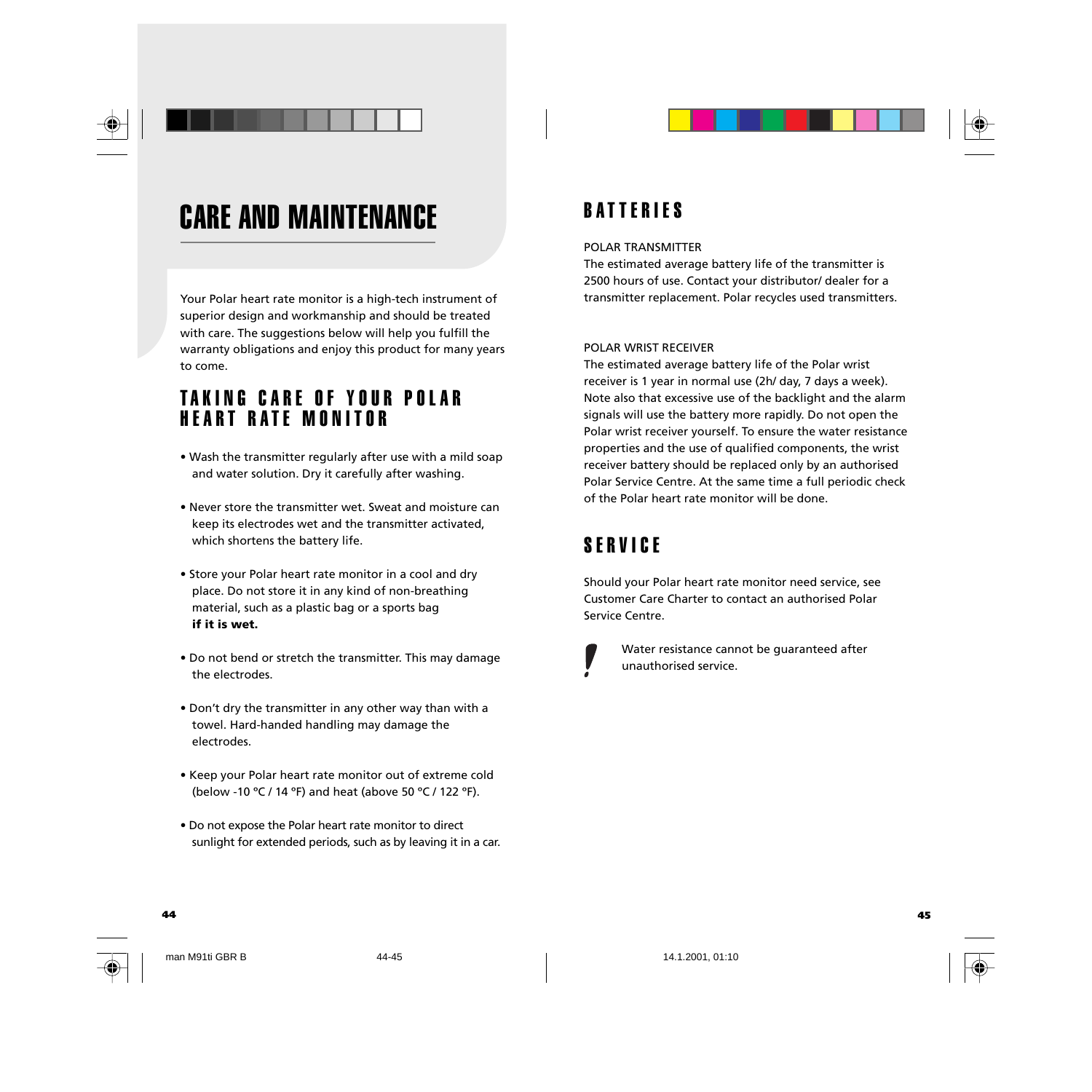# CARE AND MAINTENANCE

Your Polar heart rate monitor is a high-tech instrument of superior design and workmanship and should be treated with care. The suggestions below will help you fulfill the warranty obligations and enjoy this product for many years to come.

## TAKING CARE OF YOUR POLAR HEART RATE MONITOR

- Wash the transmitter regularly after use with a mild soap and water solution. Dry it carefully after washing.
- Never store the transmitter wet. Sweat and moisture can keep its electrodes wet and the transmitter activated, which shortens the battery life.
- Store your Polar heart rate monitor in a cool and dry place. Do not store it in any kind of non-breathing material, such as a plastic bag or a sports bag **if it is wet.**
- Do not bend or stretch the transmitter. This may damage the electrodes.
- Don't dry the transmitter in any other way than with a towel. Hard-handed handling may damage the electrodes.
- Keep your Polar heart rate monitor out of extreme cold (below -10 °C / 14 °F) and heat (above 50 °C / 122 °F).
- Do not expose the Polar heart rate monitor to direct sunlight for extended periods, such as by leaving it in a car.

## BATTERIES

POLAR TRANSMITTER

The estimated average battery life of the transmitter is 2500 hours of use. Contact your distributor/ dealer for a transmitter replacement. Polar recycles used transmitters.

POLAR WRIST RECEIVER

The estimated average battery life of the Polar wrist receiver is 1 year in normal use (2h/ day, 7 days a week). Note also that excessive use of the backlight and the alarm signals will use the battery more rapidly. Do not open the Polar wrist receiver yourself. To ensure the water resistance properties and the use of qualified components, the wrist receiver battery should be replaced only by an authorised Polar Service Centre. At the same time a full periodic check of the Polar heart rate monitor will be done.

## SERVICE

Should your Polar heart rate monitor need service, see Customer Care Charter to contact an authorised Polar Service Centre.

! Water resistance cannot be guaranteed after unauthorised service.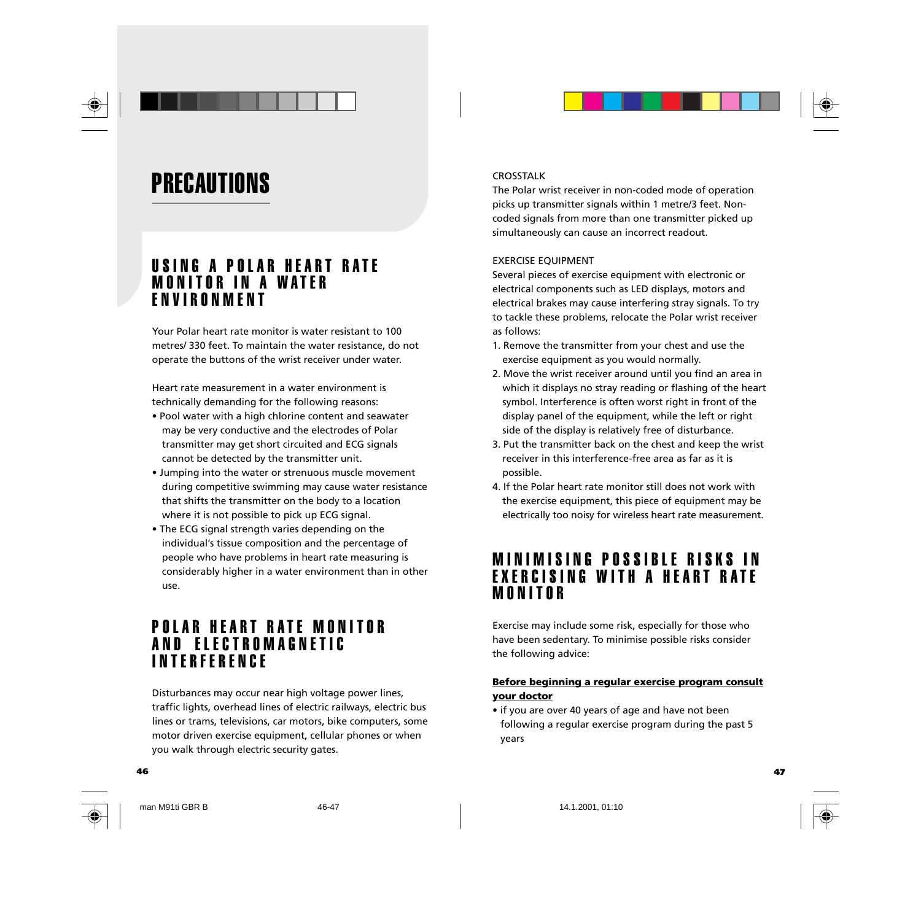# PRECAUTIONS

## USING A POLAR HEART RATE MONITOR IN A WATER ENVIRONMENT

Your Polar heart rate monitor is water resistant to 100 metres/ 330 feet. To maintain the water resistance, do not operate the buttons of the wrist receiver under water.

Heart rate measurement in a water environment is technically demanding for the following reasons:

- Pool water with a high chlorine content and seawater may be very conductive and the electrodes of Polar transmitter may get short circuited and ECG signals cannot be detected by the transmitter unit.
- Jumping into the water or strenuous muscle movement during competitive swimming may cause water resistance that shifts the transmitter on the body to a location where it is not possible to pick up ECG signal.
- The ECG signal strength varies depending on the individual's tissue composition and the percentage of people who have problems in heart rate measuring is considerably higher in a water environment than in other use.

## POLAR HEART RATE MONITOR AND ELECTROMAGNETIC INTERFERENCE

Disturbances may occur near high voltage power lines, traffic lights, overhead lines of electric railways, electric bus lines or trams, televisions, car motors, bike computers, some motor driven exercise equipment, cellular phones or when you walk through electric security gates.

CROSSTALK

The Polar wrist receiver in non-coded mode of operation picks up transmitter signals within 1 metre/3 feet. Non-coded signals from more than one transmitter picked up simultaneously can cause an incorrect readout.

EXERCISE EQUIPMENT

Several pieces of exercise equipment with electronic or electrical components such as LED displays, motors and electrical brakes may cause interfering stray signals. To try to tackle these problems, relocate the Polar wrist receiver as follows:

1. Remove the transmitter from your chest and use the exercise equipment as you would normally.
2. Move the wrist receiver around until you find an area in which it displays no stray reading or flashing of the heart symbol. Interference is often worst right in front of the display panel of the equipment, while the left or right side of the display is relatively free of disturbance.
3. Put the transmitter back on the chest and keep the wrist receiver in this interference-free area as far as it is possible.
4. If the Polar heart rate monitor still does not work with the exercise equipment, this piece of equipment may be electrically too noisy for wireless heart rate measurement.

## MINIMISING POSSIBLE RISKS IN EXERCISING WITH A HEART RATE MONITOR

Exercise may include some risk, especially for those who have been sedentary. To minimise possible risks consider the following advice:

**Before beginning a regular exercise program consult your doctor**

- if you are over 40 years of age and have not been following a regular exercise program during the past 5 years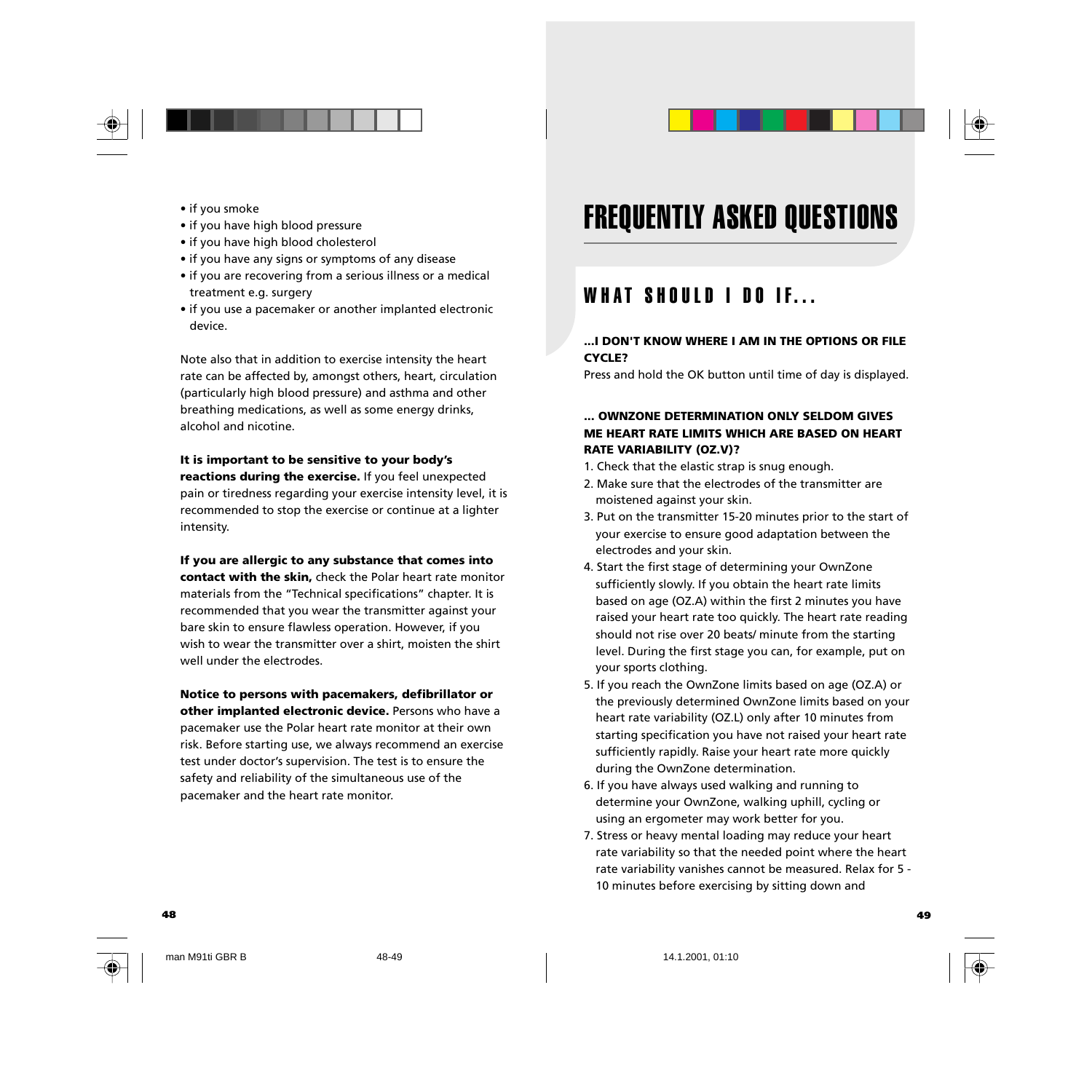- if you smoke
- if you have high blood pressure
- if you have high blood cholesterol
- if you have any signs or symptoms of any disease
- if you are recovering from a serious illness or a medical treatment e.g. surgery
- if you use a pacemaker or another implanted electronic device.

Note also that in addition to exercise intensity the heart rate can be affected by, amongst others, heart, circulation (particularly high blood pressure) and asthma and other breathing medications, as well as some energy drinks, alcohol and nicotine.

**It is important to be sensitive to your body's reactions during the exercise.** If you feel unexpected pain or tiredness regarding your exercise intensity level, it is recommended to stop the exercise or continue at a lighter intensity.

**If you are allergic to any substance that comes into contact with the skin,** check the Polar heart rate monitor materials from the "Technical specifications" chapter. It is recommended that you wear the transmitter against your bare skin to ensure flawless operation. However, if you wish to wear the transmitter over a shirt, moisten the shirt well under the electrodes.

**Notice to persons with pacemakers, defibrillator or other implanted electronic device.** Persons who have a pacemaker use the Polar heart rate monitor at their own risk. Before starting use, we always recommend an exercise test under doctor's supervision. The test is to ensure the safety and reliability of the simultaneous use of the pacemaker and the heart rate monitor.

# FREQUENTLY ASKED QUESTIONS

## WHAT SHOULD I DO IF...

**...I DON'T KNOW WHERE I AM IN THE OPTIONS OR FILE CYCLE?**

Press and hold the OK button until time of day is displayed.

**... OWNZONE DETERMINATION ONLY SELDOM GIVES ME HEART RATE LIMITS WHICH ARE BASED ON HEART RATE VARIABILITY (OZ.V)?**

1. Check that the elastic strap is snug enough.
2. Make sure that the electrodes of the transmitter are moistened against your skin.
3. Put on the transmitter 15-20 minutes prior to the start of your exercise to ensure good adaptation between the electrodes and your skin.
4. Start the first stage of determining your OwnZone sufficiently slowly. If you obtain the heart rate limits based on age (OZ.A) within the first 2 minutes you have raised your heart rate too quickly. The heart rate reading should not rise over 20 beats/ minute from the starting level. During the first stage you can, for example, put on your sports clothing.
5. If you reach the OwnZone limits based on age (OZ.A) or the previously determined OwnZone limits based on your heart rate variability (OZ.L) only after 10 minutes from starting specification you have not raised your heart rate sufficiently rapidly. Raise your heart rate more quickly during the OwnZone determination.
6. If you have always used walking and running to determine your OwnZone, walking uphill, cycling or using an ergometer may work better for you.
7. Stress or heavy mental loading may reduce your heart rate variability so that the needed point where the heart rate variability vanishes cannot be measured. Relax for 5 - 10 minutes before exercising by sitting down and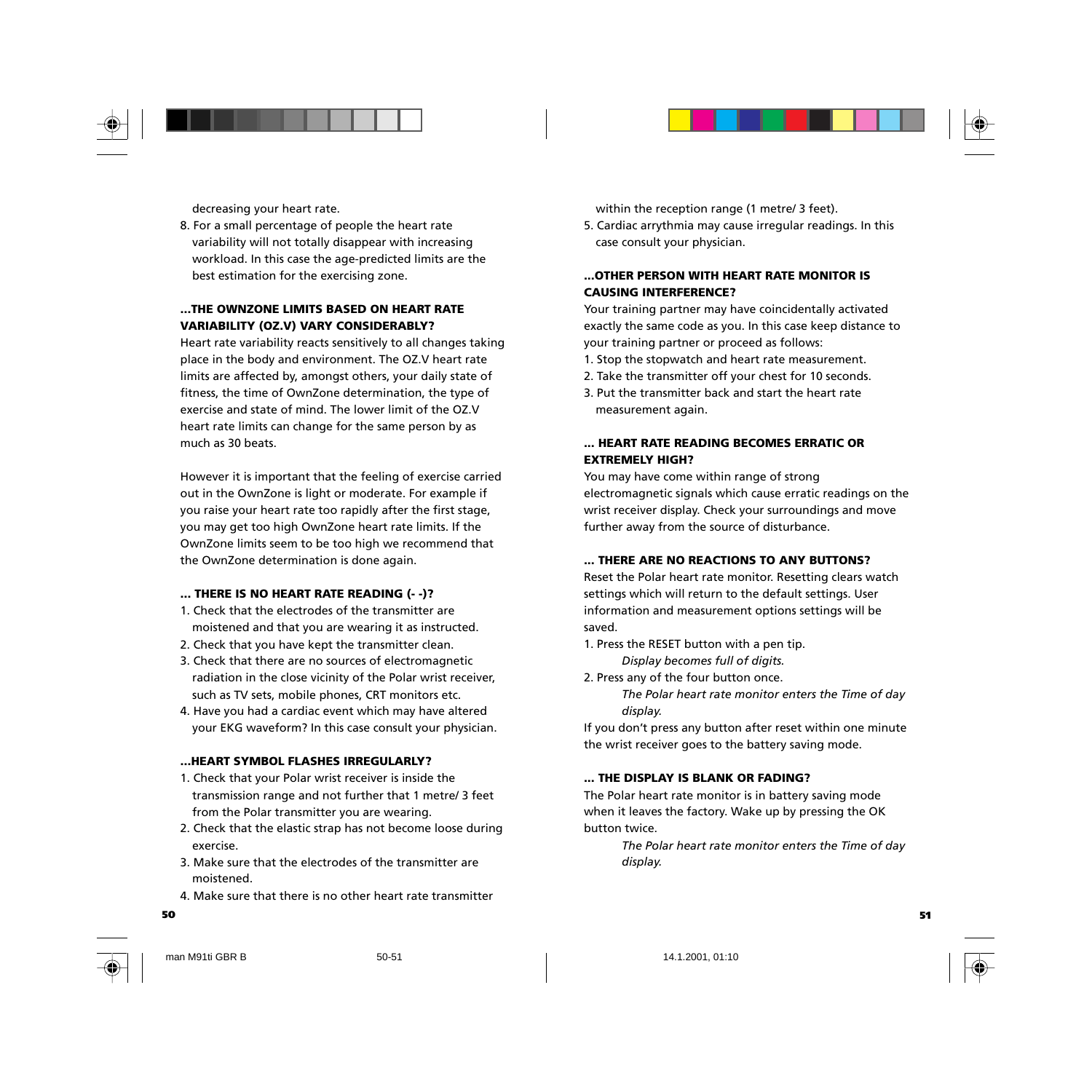decreasing your heart rate.

8. For a small percentage of people the heart rate variability will not totally disappear with increasing workload. In this case the age-predicted limits are the best estimation for the exercising zone.

### ...THE OWNZONE LIMITS BASED ON HEART RATE VARIABILITY (OZ.V) VARY CONSIDERABLY?

Heart rate variability reacts sensitively to all changes taking place in the body and environment. The OZ.V heart rate limits are affected by, amongst others, your daily state of fitness, the time of OwnZone determination, the type of exercise and state of mind. The lower limit of the OZ.V heart rate limits can change for the same person by as much as 30 beats.

However it is important that the feeling of exercise carried out in the OwnZone is light or moderate. For example if you raise your heart rate too rapidly after the first stage, you may get too high OwnZone heart rate limits. If the OwnZone limits seem to be too high we recommend that the OwnZone determination is done again.

### ... THERE IS NO HEART RATE READING (- -)?

1. Check that the electrodes of the transmitter are moistened and that you are wearing it as instructed.
2. Check that you have kept the transmitter clean.
3. Check that there are no sources of electromagnetic radiation in the close vicinity of the Polar wrist receiver, such as TV sets, mobile phones, CRT monitors etc.
4. Have you had a cardiac event which may have altered your EKG waveform? In this case consult your physician.

### ...HEART SYMBOL FLASHES IRREGULARLY?

1. Check that your Polar wrist receiver is inside the transmission range and not further that 1 metre/ 3 feet from the Polar transmitter you are wearing.
2. Check that the elastic strap has not become loose during exercise.
3. Make sure that the electrodes of the transmitter are moistened.
4. Make sure that there is no other heart rate transmitter within the reception range (1 metre/ 3 feet).
5. Cardiac arrythmia may cause irregular readings. In this case consult your physician.

### ...OTHER PERSON WITH HEART RATE MONITOR IS CAUSING INTERFERENCE?

Your training partner may have coincidentally activated exactly the same code as you. In this case keep distance to your training partner or proceed as follows:

1. Stop the stopwatch and heart rate measurement.
2. Take the transmitter off your chest for 10 seconds.
3. Put the transmitter back and start the heart rate measurement again.

### ... HEART RATE READING BECOMES ERRATIC OR EXTREMELY HIGH?

You may have come within range of strong electromagnetic signals which cause erratic readings on the wrist receiver display. Check your surroundings and move further away from the source of disturbance.

### ... THERE ARE NO REACTIONS TO ANY BUTTONS?

Reset the Polar heart rate monitor. Resetting clears watch settings which will return to the default settings. User information and measurement options settings will be saved.

1. Press the RESET button with a pen tip.
   *Display becomes full of digits.*
2. Press any of the four button once.
   *The Polar heart rate monitor enters the Time of day display.*

If you don't press any button after reset within one minute the wrist receiver goes to the battery saving mode.

### ... THE DISPLAY IS BLANK OR FADING?

The Polar heart rate monitor is in battery saving mode when it leaves the factory. Wake up by pressing the OK button twice.

*The Polar heart rate monitor enters the Time of day display.*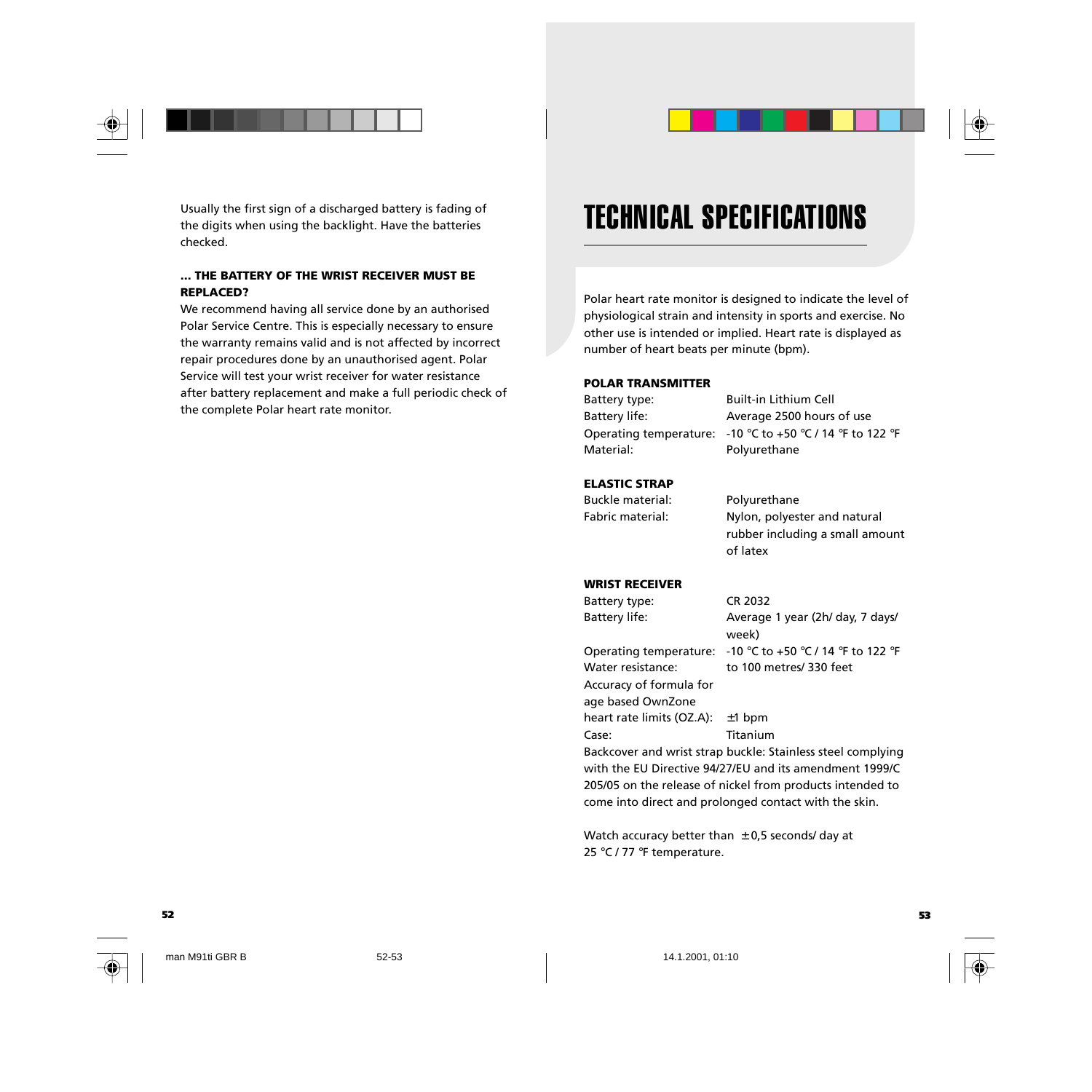Usually the first sign of a discharged battery is fading of the digits when using the backlight. Have the batteries checked.

**... THE BATTERY OF THE WRIST RECEIVER MUST BE REPLACED?**

We recommend having all service done by an authorised Polar Service Centre. This is especially necessary to ensure the warranty remains valid and is not affected by incorrect repair procedures done by an unauthorised agent. Polar Service will test your wrist receiver for water resistance after battery replacement and make a full periodic check of the complete Polar heart rate monitor.

# TECHNICAL SPECIFICATIONS

Polar heart rate monitor is designed to indicate the level of physiological strain and intensity in sports and exercise. No other use is intended or implied. Heart rate is displayed as number of heart beats per minute (bpm).

**POLAR TRANSMITTER**

| | |
|---|---|
| Battery type: | Built-in Lithium Cell |
| Battery life: | Average 2500 hours of use |
| Operating temperature: | -10 °C to +50 °C / 14 °F to 122 °F |
| Material: | Polyurethane |

**ELASTIC STRAP**

| | |
|---|---|
| Buckle material: | Polyurethane |
| Fabric material: | Nylon, polyester and natural rubber including a small amount of latex |

**WRIST RECEIVER**

| | |
|---|---|
| Battery type: | CR 2032 |
| Battery life: | Average 1 year (2h/ day, 7 days/ week) |
| Operating temperature: | -10 °C to +50 °C / 14 °F to 122 °F |
| Water resistance: | to 100 metres/ 330 feet |
| Accuracy of formula for age based OwnZone heart rate limits (OZ.A): | ±1 bpm |
| Case: | Titanium |

Backcover and wrist strap buckle: Stainless steel complying with the EU Directive 94/27/EU and its amendment 1999/C 205/05 on the release of nickel from products intended to come into direct and prolonged contact with the skin.

Watch accuracy better than ± 0,5 seconds/ day at 25 °C / 77 °F temperature.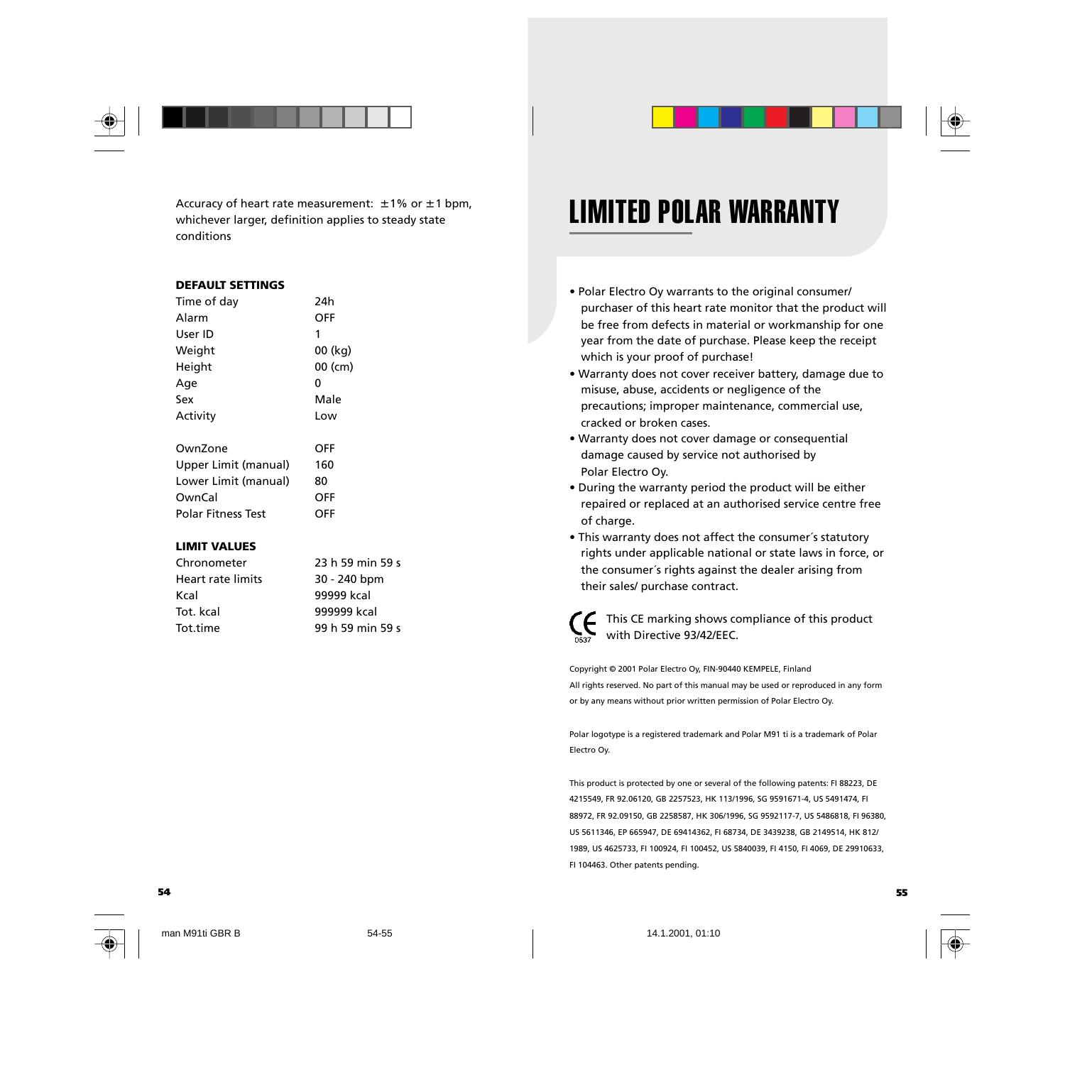Accuracy of heart rate measurement: ±1% or ±1 bpm, whichever larger, definition applies to steady state conditions

**DEFAULT SETTINGS**

| | |
|---|---|
| Time of day | 24h |
| Alarm | OFF |
| User ID | 1 |
| Weight | 00 (kg) |
| Height | 00 (cm) |
| Age | 0 |
| Sex | Male |
| Activity | Low |
| | |
| OwnZone | OFF |
| Upper Limit (manual) | 160 |
| Lower Limit (manual) | 80 |
| OwnCal | OFF |
| Polar Fitness Test | OFF |

**LIMIT VALUES**

| | |
|---|---|
| Chronometer | 23 h 59 min 59 s |
| Heart rate limits | 30 - 240 bpm |
| Kcal | 99999 kcal |
| Tot. kcal | 999999 kcal |
| Tot.time | 99 h 59 min 59 s |

# LIMITED POLAR WARRANTY

- Polar Electro Oy warrants to the original consumer/ purchaser of this heart rate monitor that the product will be free from defects in material or workmanship for one year from the date of purchase. Please keep the receipt which is your proof of purchase!
- Warranty does not cover receiver battery, damage due to misuse, abuse, accidents or negligence of the precautions; improper maintenance, commercial use, cracked or broken cases.
- Warranty does not cover damage or consequential damage caused by service not authorised by Polar Electro Oy.
- During the warranty period the product will be either repaired or replaced at an authorised service centre free of charge.
- This warranty does not affect the consumer´s statutory rights under applicable national or state laws in force, or the consumer´s rights against the dealer arising from their sales/ purchase contract.

CE 0537 This CE marking shows compliance of this product with Directive 93/42/EEC.

Copyright © 2001 Polar Electro Oy, FIN-90440 KEMPELE, Finland
All rights reserved. No part of this manual may be used or reproduced in any form or by any means without prior written permission of Polar Electro Oy.

Polar logotype is a registered trademark and Polar M91 ti is a trademark of Polar Electro Oy.

This product is protected by one or several of the following patents: FI 88223, DE 4215549, FR 92.06120, GB 2257523, HK 113/1996, SG 9591671-4, US 5491474, FI 88972, FR 92.09150, GB 2258587, HK 306/1996, SG 9592117-7, US 5486818, FI 96380, US 5611346, EP 665947, DE 69414362, FI 68734, DE 3439238, GB 2149514, HK 812/1989, US 4625733, FI 100924, FI 100452, US 5840039, FI 4150, FI 4069, DE 29910633, FI 104463. Other patents pending.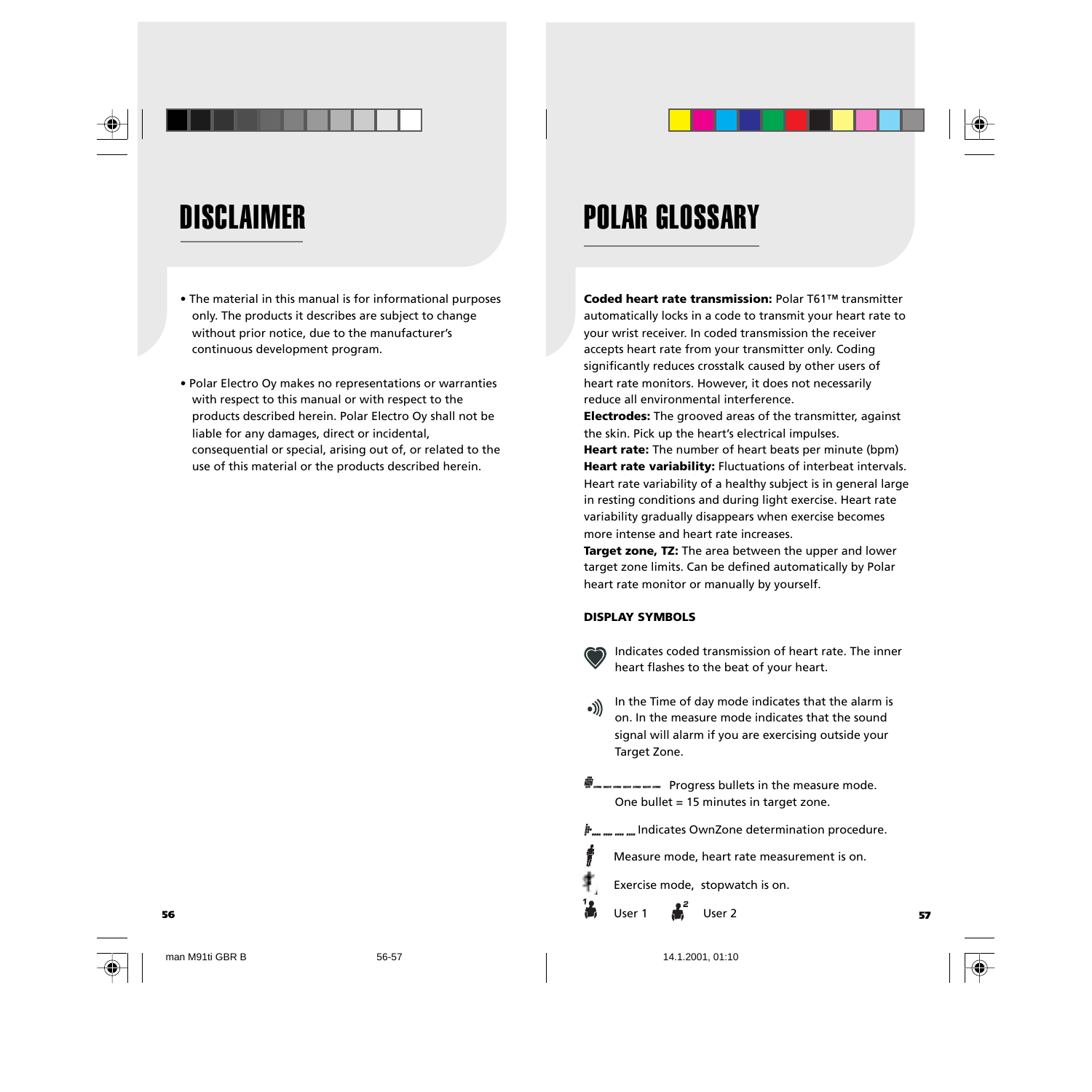# DISCLAIMER

- The material in this manual is for informational purposes only. The products it describes are subject to change without prior notice, due to the manufacturer's continuous development program.
- Polar Electro Oy makes no representations or warranties with respect to this manual or with respect to the products described herein. Polar Electro Oy shall not be liable for any damages, direct or incidental, consequential or special, arising out of, or related to the use of this material or the products described herein.

# POLAR GLOSSARY

**Coded heart rate transmission:** Polar T61™ transmitter automatically locks in a code to transmit your heart rate to your wrist receiver. In coded transmission the receiver accepts heart rate from your transmitter only. Coding significantly reduces crosstalk caused by other users of heart rate monitors. However, it does not necessarily reduce all environmental interference.

**Electrodes:** The grooved areas of the transmitter, against the skin. Pick up the heart's electrical impulses.

**Heart rate:** The number of heart beats per minute (bpm)

**Heart rate variability:** Fluctuations of interbeat intervals. Heart rate variability of a healthy subject is in general large in resting conditions and during light exercise. Heart rate variability gradually disappears when exercise becomes more intense and heart rate increases.

**Target zone, TZ:** The area between the upper and lower target zone limits. Can be defined automatically by Polar heart rate monitor or manually by yourself.

### DISPLAY SYMBOLS

Indicates coded transmission of heart rate. The inner heart flashes to the beat of your heart.

In the Time of day mode indicates that the alarm is on. In the measure mode indicates that the sound signal will alarm if you are exercising outside your Target Zone.

Progress bullets in the measure mode. One bullet = 15 minutes in target zone.

Indicates OwnZone determination procedure.

Measure mode, heart rate measurement is on.

Exercise mode, stopwatch is on.

User 1 User 2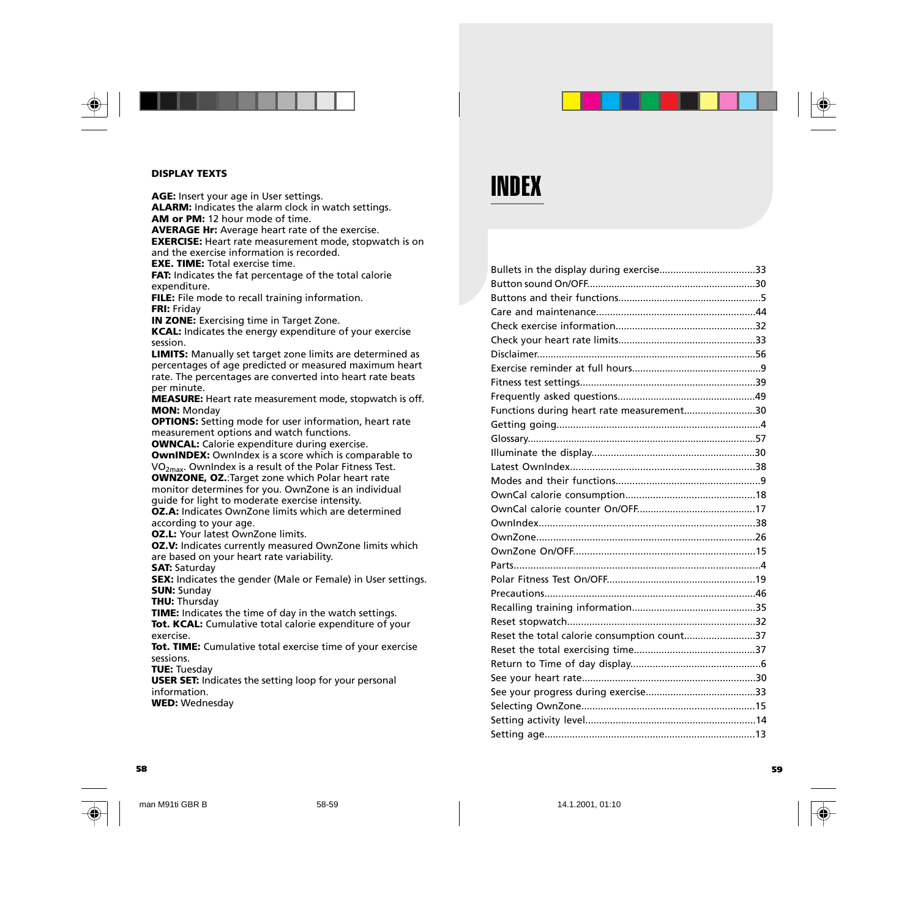**DISPLAY TEXTS**

**AGE:** Insert your age in User settings.
**ALARM:** Indicates the alarm clock in watch settings.
**AM or PM:** 12 hour mode of time.
**AVERAGE Hr:** Average heart rate of the exercise.
**EXERCISE:** Heart rate measurement mode, stopwatch is on and the exercise information is recorded.
**EXE. TIME:** Total exercise time.
**FAT:** Indicates the fat percentage of the total calorie expenditure.
**FILE:** File mode to recall training information.
**FRI:** Friday
**IN ZONE:** Exercising time in Target Zone.
**KCAL:** Indicates the energy expenditure of your exercise session.
**LIMITS:** Manually set target zone limits are determined as percentages of age predicted or measured maximum heart rate. The percentages are converted into heart rate beats per minute.
**MEASURE:** Heart rate measurement mode, stopwatch is off.
**MON:** Monday
**OPTIONS:** Setting mode for user information, heart rate measurement options and watch functions.
**OWNCAL:** Calorie expenditure during exercise.
**OwnINDEX:** OwnIndex is a score which is comparable to $VO_{2max}$. OwnIndex is a result of the Polar Fitness Test.
**OWNZONE, OZ.**:Target zone which Polar heart rate monitor determines for you. OwnZone is an individual guide for light to moderate exercise intensity.
**OZ.A:** Indicates OwnZone limits which are determined according to your age.
**OZ.L:** Your latest OwnZone limits.
**OZ.V:** Indicates currently measured OwnZone limits which are based on your heart rate variability.
**SAT:** Saturday
**SEX:** Indicates the gender (Male or Female) in User settings.
**SUN:** Sunday
**THU:** Thursday
**TIME:** Indicates the time of day in the watch settings.
**Tot. KCAL:** Cumulative total calorie expenditure of your exercise.
**Tot. TIME:** Cumulative total exercise time of your exercise sessions.
**TUE:** Tuesday
**USER SET:** Indicates the setting loop for your personal information.
**WED:** Wednesday

# INDEX

Bullets in the display during exercise..................................33
Button sound On/OFF............................................................30
Buttons and their functions...................................................5
Care and maintenance.........................................................44
Check exercise information..................................................32
Check your heart rate limits.................................................33
Disclaimer..............................................................................56
Exercise reminder at full hours..............................................9
Fitness test settings...............................................................39
Frequently asked questions.................................................49
Functions during heart rate measurement..........................30
Getting going.........................................................................4
Glossary.................................................................................57
Illuminate the display..........................................................30
Latest OwnIndex..................................................................38
Modes and their functions....................................................9
OwnCal calorie consumption..............................................18
OwnCal calorie counter On/OFF..........................................17
OwnIndex.............................................................................38
OwnZone..............................................................................26
OwnZone On/OFF................................................................15
Parts........................................................................................4
Polar Fitness Test On/OFF.....................................................19
Precautions...........................................................................46
Recalling training information............................................35
Reset stopwatch...................................................................32
Reset the total calorie consumption count..........................37
Reset the total exercising time............................................37
Return to Time of day display..............................................6
See your heart rate..............................................................30
See your progress during exercise........................................33
Selecting OwnZone..............................................................15
Setting activity level.............................................................14
Setting age............................................................................13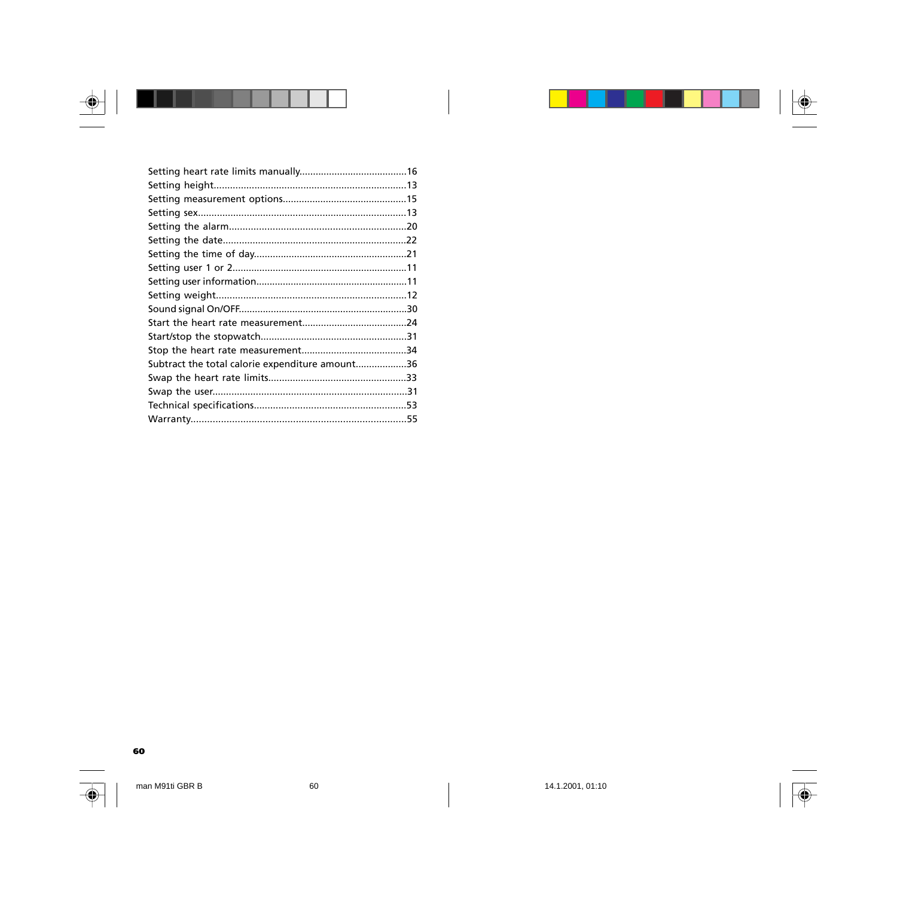Setting heart rate limits manually........................................16
Setting height.......................................................................13
Setting measurement options.............................................15
Setting sex.............................................................................13
Setting the alarm.................................................................20
Setting the date....................................................................22
Setting the time of day.........................................................21
Setting user 1 or 2.................................................................11
Setting user information........................................................11
Setting weight.......................................................................12
Sound signal On/OFF..............................................................30
Start the heart rate measurement.......................................24
Start/stop the stopwatch......................................................31
Stop the heart rate measurement.......................................34
Subtract the total calorie expenditure amount...................36
Swap the heart rate limits...................................................33
Swap the user........................................................................31
Technical specifications.........................................................53
Warranty...............................................................................55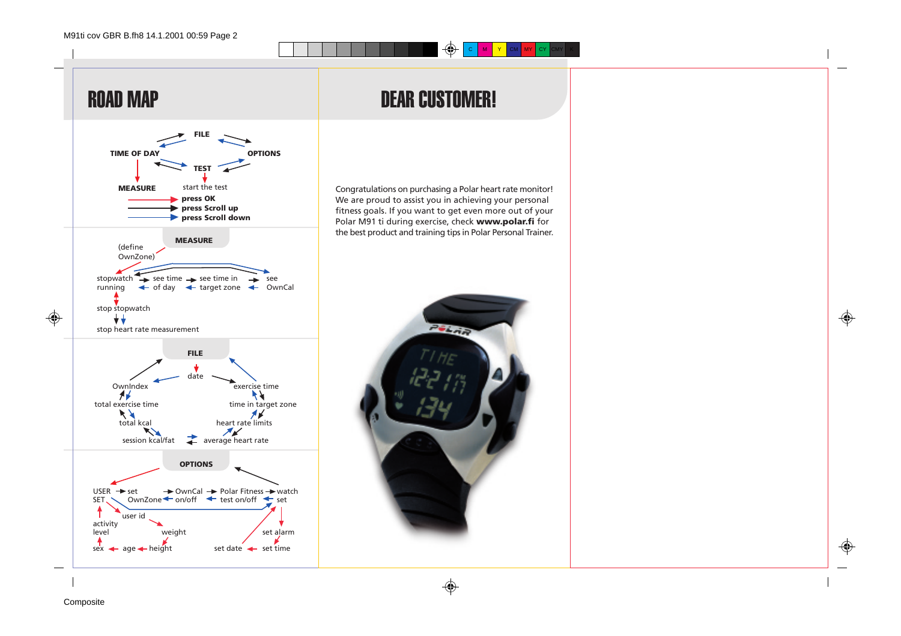# ROAD MAP

FILE

TIME OF DAY

OPTIONS

TEST

MEASURE

start the test

press OK

press Scroll up

press Scroll down

MEASURE

(define OwnZone)

stopwatch running

see time of day

see time in target zone

see OwnCal

stop stopwatch

stop heart rate measurement

FILE

date

OwnIndex

exercise time

total exercise time

time in target zone

total kcal

heart rate limits

session kcal/fat

average heart rate

OPTIONS

USER SET

set OwnZone

OwnCal on/off

Polar Fitness test on/off

watch set

user id

activity level

weight

set alarm

sex

age

height

set date

set time

# DEAR CUSTOMER!

Congratulations on purchasing a Polar heart rate monitor! We are proud to assist you in achieving your personal fitness goals. If you want to get even more out of your Polar M91 ti during exercise, check **www.polar.fi** for the best product and training tips in Polar Personal Trainer.